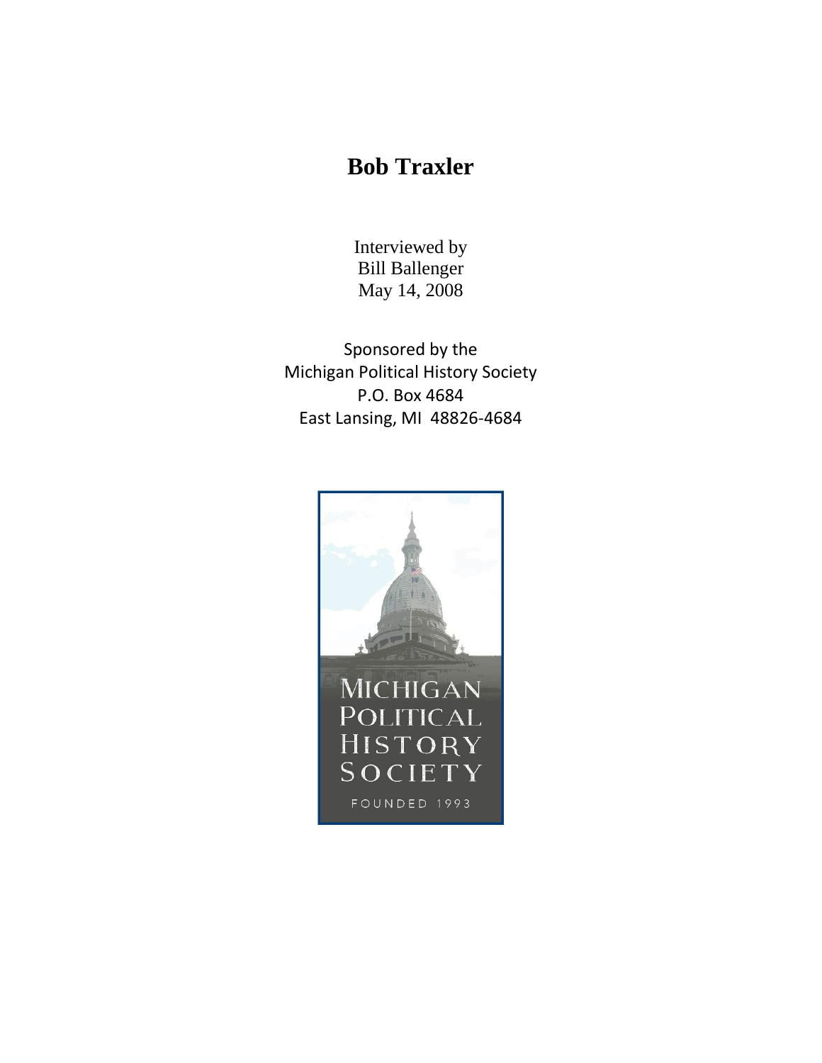# Bob Traxler

Interviewed by
Bill Ballenger
May 14, 2008

Sponsored by the
Michigan Political History Society
P.O. Box 4684
East Lansing, MI 48826-4684

MICHIGAN
POLITICAL
HISTORY
SOCIETY
FOUNDED 1993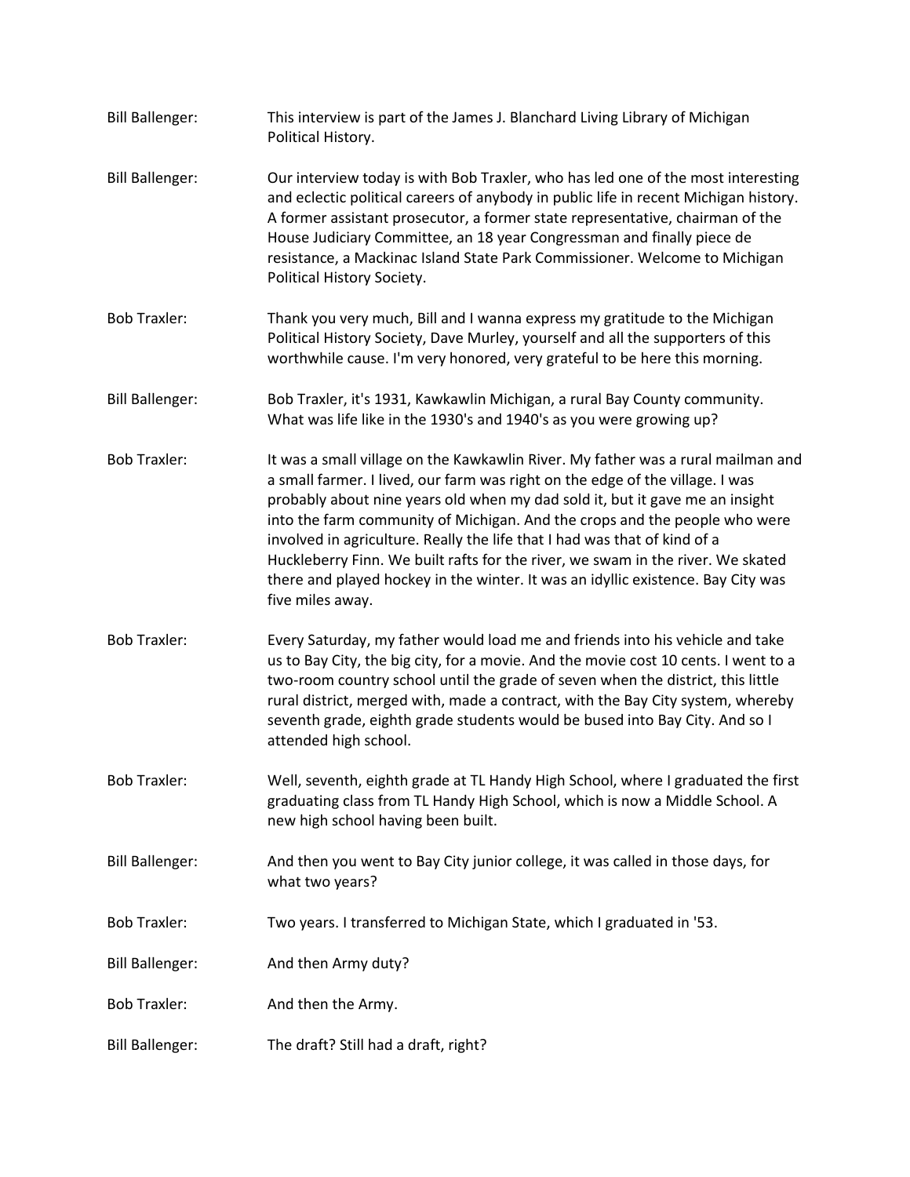**Bill Ballenger:** This interview is part of the James J. Blanchard Living Library of Michigan Political History.

**Bill Ballenger:** Our interview today is with Bob Traxler, who has led one of the most interesting and eclectic political careers of anybody in public life in recent Michigan history. A former assistant prosecutor, a former state representative, chairman of the House Judiciary Committee, an 18 year Congressman and finally piece de resistance, a Mackinac Island State Park Commissioner. Welcome to Michigan Political History Society.

**Bob Traxler:** Thank you very much, Bill and I wanna express my gratitude to the Michigan Political History Society, Dave Murley, yourself and all the supporters of this worthwhile cause. I'm very honored, very grateful to be here this morning.

**Bill Ballenger:** Bob Traxler, it's 1931, Kawkawlin Michigan, a rural Bay County community. What was life like in the 1930's and 1940's as you were growing up?

**Bob Traxler:** It was a small village on the Kawkawlin River. My father was a rural mailman and a small farmer. I lived, our farm was right on the edge of the village. I was probably about nine years old when my dad sold it, but it gave me an insight into the farm community of Michigan. And the crops and the people who were involved in agriculture. Really the life that I had was that of kind of a Huckleberry Finn. We built rafts for the river, we swam in the river. We skated there and played hockey in the winter. It was an idyllic existence. Bay City was five miles away.

**Bob Traxler:** Every Saturday, my father would load me and friends into his vehicle and take us to Bay City, the big city, for a movie. And the movie cost 10 cents. I went to a two-room country school until the grade of seven when the district, this little rural district, merged with, made a contract, with the Bay City system, whereby seventh grade, eighth grade students would be bused into Bay City. And so I attended high school.

**Bob Traxler:** Well, seventh, eighth grade at TL Handy High School, where I graduated the first graduating class from TL Handy High School, which is now a Middle School. A new high school having been built.

**Bill Ballenger:** And then you went to Bay City junior college, it was called in those days, for what two years?

**Bob Traxler:** Two years. I transferred to Michigan State, which I graduated in '53.

**Bill Ballenger:** And then Army duty?

**Bob Traxler:** And then the Army.

**Bill Ballenger:** The draft? Still had a draft, right?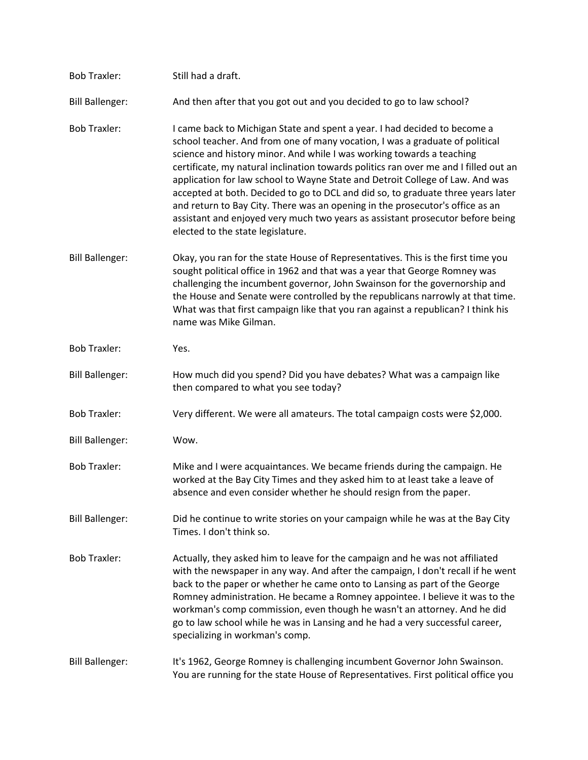Bob Traxler: Still had a draft.

Bill Ballenger: And then after that you got out and you decided to go to law school?

Bob Traxler: I came back to Michigan State and spent a year. I had decided to become a school teacher. And from one of many vocation, I was a graduate of political science and history minor. And while I was working towards a teaching certificate, my natural inclination towards politics ran over me and I filled out an application for law school to Wayne State and Detroit College of Law. And was accepted at both. Decided to go to DCL and did so, to graduate three years later and return to Bay City. There was an opening in the prosecutor's office as an assistant and enjoyed very much two years as assistant prosecutor before being elected to the state legislature.

Bill Ballenger: Okay, you ran for the state House of Representatives. This is the first time you sought political office in 1962 and that was a year that George Romney was challenging the incumbent governor, John Swainson for the governorship and the House and Senate were controlled by the republicans narrowly at that time. What was that first campaign like that you ran against a republican? I think his name was Mike Gilman.

Bob Traxler: Yes.

Bill Ballenger: How much did you spend? Did you have debates? What was a campaign like then compared to what you see today?

Bob Traxler: Very different. We were all amateurs. The total campaign costs were $2,000.

Bill Ballenger: Wow.

Bob Traxler: Mike and I were acquaintances. We became friends during the campaign. He worked at the Bay City Times and they asked him to at least take a leave of absence and even consider whether he should resign from the paper.

Bill Ballenger: Did he continue to write stories on your campaign while he was at the Bay City Times. I don't think so.

Bob Traxler: Actually, they asked him to leave for the campaign and he was not affiliated with the newspaper in any way. And after the campaign, I don't recall if he went back to the paper or whether he came onto to Lansing as part of the George Romney administration. He became a Romney appointee. I believe it was to the workman's comp commission, even though he wasn't an attorney. And he did go to law school while he was in Lansing and he had a very successful career, specializing in workman's comp.

Bill Ballenger: It's 1962, George Romney is challenging incumbent Governor John Swainson. You are running for the state House of Representatives. First political office you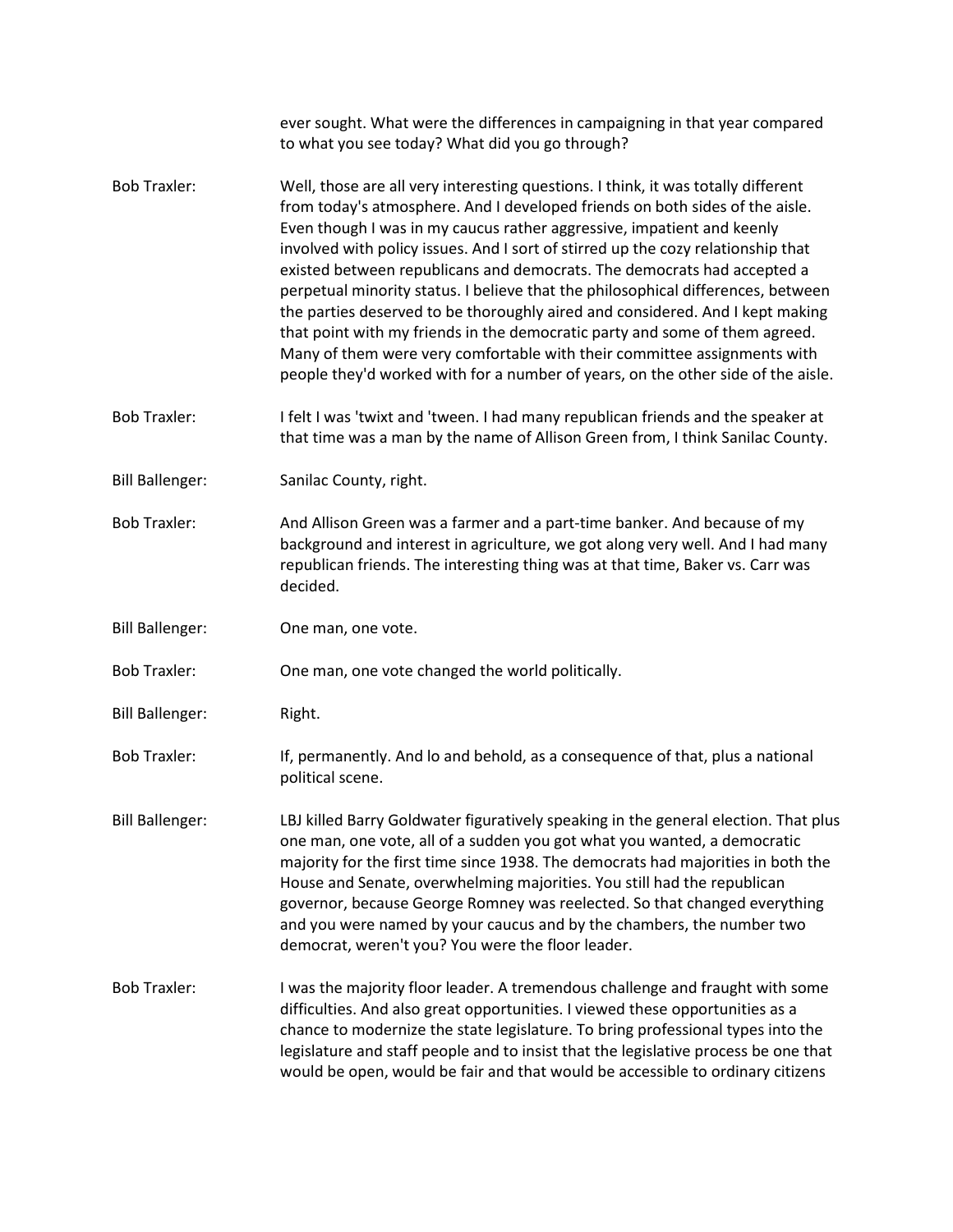ever sought. What were the differences in campaigning in that year compared to what you see today? What did you go through?

**Bob Traxler:** Well, those are all very interesting questions. I think, it was totally different from today's atmosphere. And I developed friends on both sides of the aisle. Even though I was in my caucus rather aggressive, impatient and keenly involved with policy issues. And I sort of stirred up the cozy relationship that existed between republicans and democrats. The democrats had accepted a perpetual minority status. I believe that the philosophical differences, between the parties deserved to be thoroughly aired and considered. And I kept making that point with my friends in the democratic party and some of them agreed. Many of them were very comfortable with their committee assignments with people they'd worked with for a number of years, on the other side of the aisle.

**Bob Traxler:** I felt I was 'twixt and 'tween. I had many republican friends and the speaker at that time was a man by the name of Allison Green from, I think Sanilac County.

**Bill Ballenger:** Sanilac County, right.

**Bob Traxler:** And Allison Green was a farmer and a part-time banker. And because of my background and interest in agriculture, we got along very well. And I had many republican friends. The interesting thing was at that time, Baker vs. Carr was decided.

**Bill Ballenger:** One man, one vote.

**Bob Traxler:** One man, one vote changed the world politically.

**Bill Ballenger:** Right.

**Bob Traxler:** If, permanently. And lo and behold, as a consequence of that, plus a national political scene.

**Bill Ballenger:** LBJ killed Barry Goldwater figuratively speaking in the general election. That plus one man, one vote, all of a sudden you got what you wanted, a democratic majority for the first time since 1938. The democrats had majorities in both the House and Senate, overwhelming majorities. You still had the republican governor, because George Romney was reelected. So that changed everything and you were named by your caucus and by the chambers, the number two democrat, weren't you? You were the floor leader.

**Bob Traxler:** I was the majority floor leader. A tremendous challenge and fraught with some difficulties. And also great opportunities. I viewed these opportunities as a chance to modernize the state legislature. To bring professional types into the legislature and staff people and to insist that the legislative process be one that would be open, would be fair and that would be accessible to ordinary citizens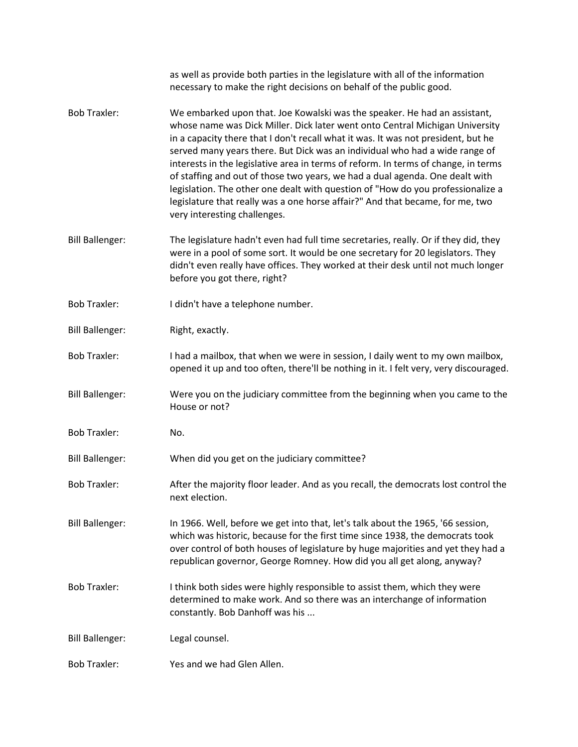as well as provide both parties in the legislature with all of the information necessary to make the right decisions on behalf of the public good.

**Bob Traxler:** We embarked upon that. Joe Kowalski was the speaker. He had an assistant, whose name was Dick Miller. Dick later went onto Central Michigan University in a capacity there that I don't recall what it was. It was not president, but he served many years there. But Dick was an individual who had a wide range of interests in the legislative area in terms of reform. In terms of change, in terms of staffing and out of those two years, we had a dual agenda. One dealt with legislation. The other one dealt with question of "How do you professionalize a legislature that really was a one horse affair?" And that became, for me, two very interesting challenges.

**Bill Ballenger:** The legislature hadn't even had full time secretaries, really. Or if they did, they were in a pool of some sort. It would be one secretary for 20 legislators. They didn't even really have offices. They worked at their desk until not much longer before you got there, right?

**Bob Traxler:** I didn't have a telephone number.

**Bill Ballenger:** Right, exactly.

**Bob Traxler:** I had a mailbox, that when we were in session, I daily went to my own mailbox, opened it up and too often, there'll be nothing in it. I felt very, very discouraged.

**Bill Ballenger:** Were you on the judiciary committee from the beginning when you came to the House or not?

**Bob Traxler:** No.

**Bill Ballenger:** When did you get on the judiciary committee?

**Bob Traxler:** After the majority floor leader. And as you recall, the democrats lost control the next election.

**Bill Ballenger:** In 1966. Well, before we get into that, let's talk about the 1965, '66 session, which was historic, because for the first time since 1938, the democrats took over control of both houses of legislature by huge majorities and yet they had a republican governor, George Romney. How did you all get along, anyway?

**Bob Traxler:** I think both sides were highly responsible to assist them, which they were determined to make work. And so there was an interchange of information constantly. Bob Danhoff was his ...

**Bill Ballenger:** Legal counsel.

**Bob Traxler:** Yes and we had Glen Allen.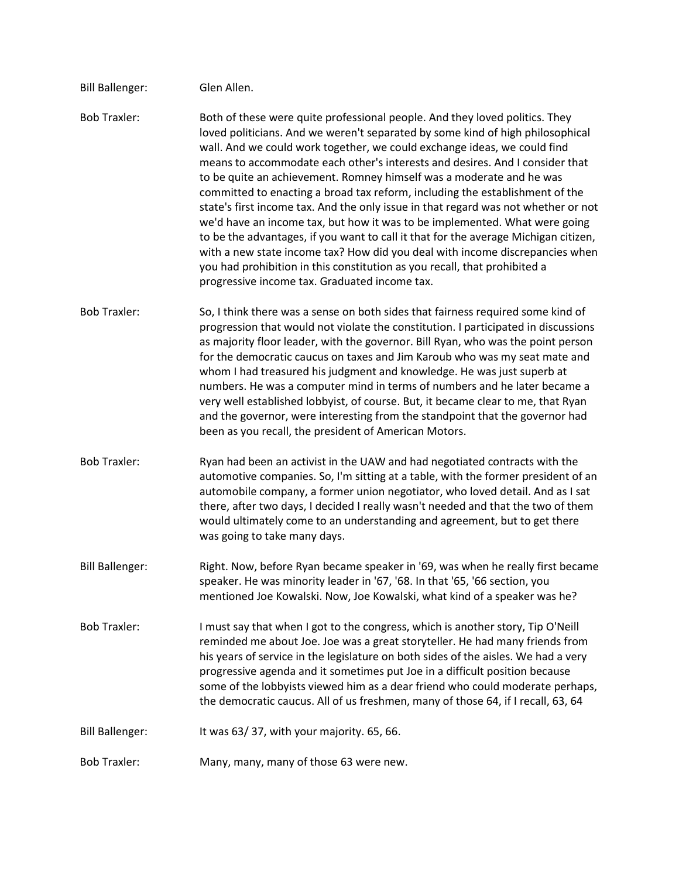Bill Ballenger: Glen Allen.

Bob Traxler: Both of these were quite professional people. And they loved politics. They loved politicians. And we weren't separated by some kind of high philosophical wall. And we could work together, we could exchange ideas, we could find means to accommodate each other's interests and desires. And I consider that to be quite an achievement. Romney himself was a moderate and he was committed to enacting a broad tax reform, including the establishment of the state's first income tax. And the only issue in that regard was not whether or not we'd have an income tax, but how it was to be implemented. What were going to be the advantages, if you want to call it that for the average Michigan citizen, with a new state income tax? How did you deal with income discrepancies when you had prohibition in this constitution as you recall, that prohibited a progressive income tax. Graduated income tax.

Bob Traxler: So, I think there was a sense on both sides that fairness required some kind of progression that would not violate the constitution. I participated in discussions as majority floor leader, with the governor. Bill Ryan, who was the point person for the democratic caucus on taxes and Jim Karoub who was my seat mate and whom I had treasured his judgment and knowledge. He was just superb at numbers. He was a computer mind in terms of numbers and he later became a very well established lobbyist, of course. But, it became clear to me, that Ryan and the governor, were interesting from the standpoint that the governor had been as you recall, the president of American Motors.

Bob Traxler: Ryan had been an activist in the UAW and had negotiated contracts with the automotive companies. So, I'm sitting at a table, with the former president of an automobile company, a former union negotiator, who loved detail. And as I sat there, after two days, I decided I really wasn't needed and that the two of them would ultimately come to an understanding and agreement, but to get there was going to take many days.

Bill Ballenger: Right. Now, before Ryan became speaker in '69, was when he really first became speaker. He was minority leader in '67, '68. In that '65, '66 section, you mentioned Joe Kowalski. Now, Joe Kowalski, what kind of a speaker was he?

Bob Traxler: I must say that when I got to the congress, which is another story, Tip O'Neill reminded me about Joe. Joe was a great storyteller. He had many friends from his years of service in the legislature on both sides of the aisles. We had a very progressive agenda and it sometimes put Joe in a difficult position because some of the lobbyists viewed him as a dear friend who could moderate perhaps, the democratic caucus. All of us freshmen, many of those 64, if I recall, 63, 64

Bill Ballenger: It was 63/ 37, with your majority. 65, 66.

Bob Traxler: Many, many, many of those 63 were new.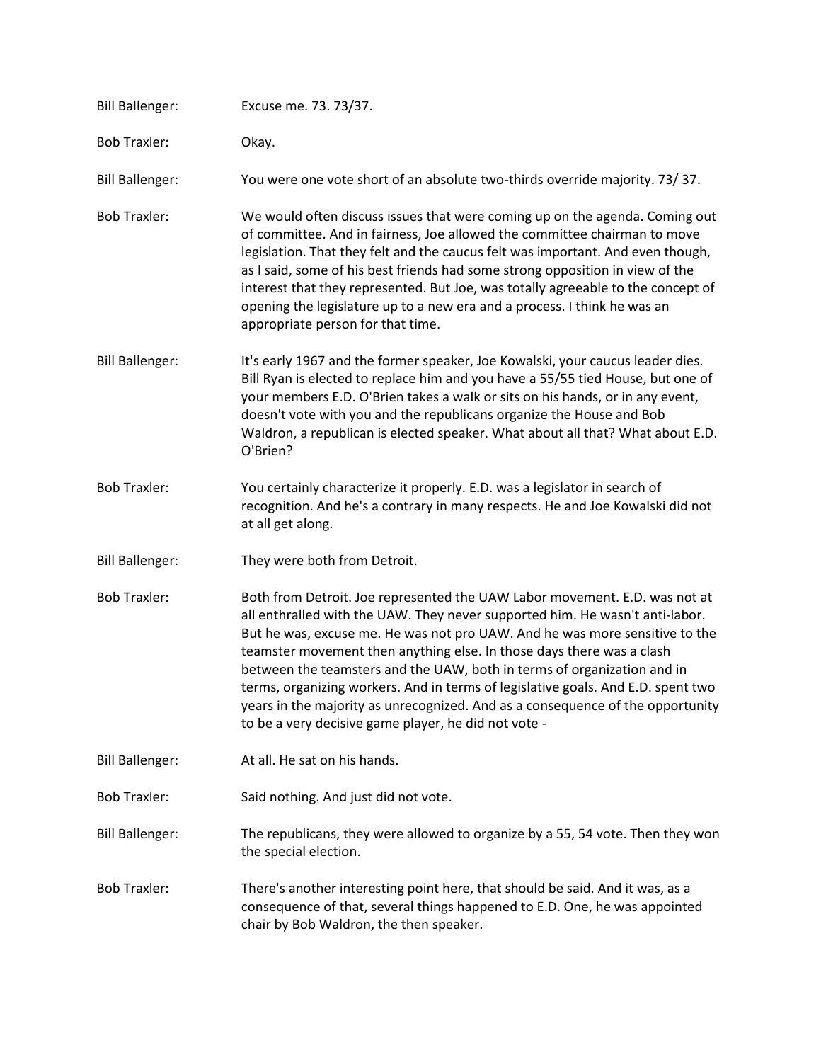Bill Ballenger: Excuse me. 73. 73/37.

Bob Traxler: Okay.

Bill Ballenger: You were one vote short of an absolute two-thirds override majority. 73/ 37.

Bob Traxler: We would often discuss issues that were coming up on the agenda. Coming out of committee. And in fairness, Joe allowed the committee chairman to move legislation. That they felt and the caucus felt was important. And even though, as I said, some of his best friends had some strong opposition in view of the interest that they represented. But Joe, was totally agreeable to the concept of opening the legislature up to a new era and a process. I think he was an appropriate person for that time.

Bill Ballenger: It's early 1967 and the former speaker, Joe Kowalski, your caucus leader dies. Bill Ryan is elected to replace him and you have a 55/55 tied House, but one of your members E.D. O'Brien takes a walk or sits on his hands, or in any event, doesn't vote with you and the republicans organize the House and Bob Waldron, a republican is elected speaker. What about all that? What about E.D. O'Brien?

Bob Traxler: You certainly characterize it properly. E.D. was a legislator in search of recognition. And he's a contrary in many respects. He and Joe Kowalski did not at all get along.

Bill Ballenger: They were both from Detroit.

Bob Traxler: Both from Detroit. Joe represented the UAW Labor movement. E.D. was not at all enthralled with the UAW. They never supported him. He wasn't anti-labor. But he was, excuse me. He was not pro UAW. And he was more sensitive to the teamster movement then anything else. In those days there was a clash between the teamsters and the UAW, both in terms of organization and in terms, organizing workers. And in terms of legislative goals. And E.D. spent two years in the majority as unrecognized. And as a consequence of the opportunity to be a very decisive game player, he did not vote -

Bill Ballenger: At all. He sat on his hands.

Bob Traxler: Said nothing. And just did not vote.

Bill Ballenger: The republicans, they were allowed to organize by a 55, 54 vote. Then they won the special election.

Bob Traxler: There's another interesting point here, that should be said. And it was, as a consequence of that, several things happened to E.D. One, he was appointed chair by Bob Waldron, the then speaker.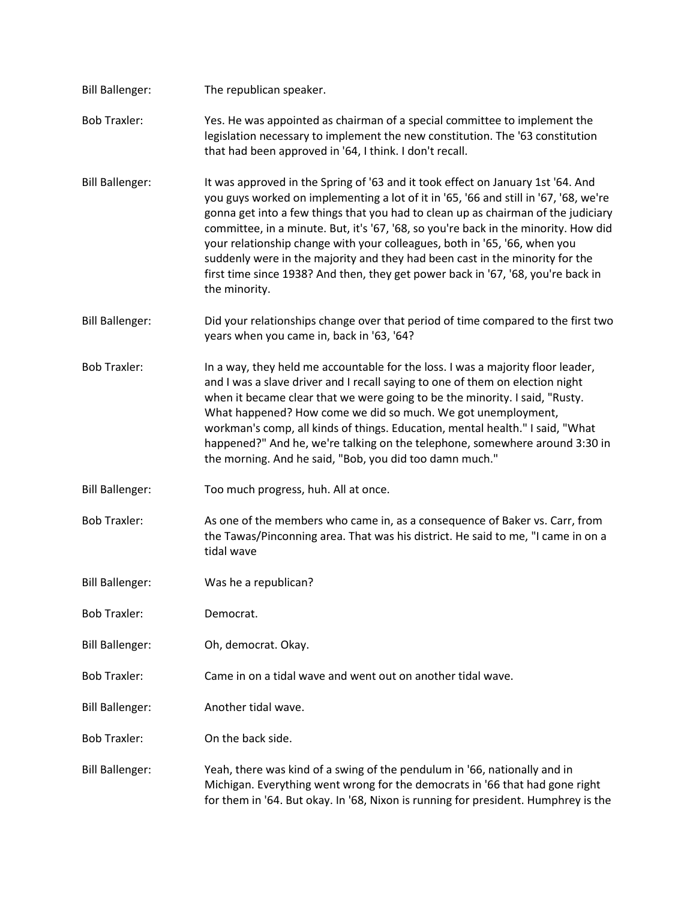Bill Ballenger: The republican speaker.

Bob Traxler: Yes. He was appointed as chairman of a special committee to implement the legislation necessary to implement the new constitution. The '63 constitution that had been approved in '64, I think. I don't recall.

Bill Ballenger: It was approved in the Spring of '63 and it took effect on January 1st '64. And you guys worked on implementing a lot of it in '65, '66 and still in '67, '68, we're gonna get into a few things that you had to clean up as chairman of the judiciary committee, in a minute. But, it's '67, '68, so you're back in the minority. How did your relationship change with your colleagues, both in '65, '66, when you suddenly were in the majority and they had been cast in the minority for the first time since 1938? And then, they get power back in '67, '68, you're back in the minority.

Bill Ballenger: Did your relationships change over that period of time compared to the first two years when you came in, back in '63, '64?

Bob Traxler: In a way, they held me accountable for the loss. I was a majority floor leader, and I was a slave driver and I recall saying to one of them on election night when it became clear that we were going to be the minority. I said, "Rusty. What happened? How come we did so much. We got unemployment, workman's comp, all kinds of things. Education, mental health." I said, "What happened?" And he, we're talking on the telephone, somewhere around 3:30 in the morning. And he said, "Bob, you did too damn much."

Bill Ballenger: Too much progress, huh. All at once.

Bob Traxler: As one of the members who came in, as a consequence of Baker vs. Carr, from the Tawas/Pinconning area. That was his district. He said to me, "I came in on a tidal wave

Bill Ballenger: Was he a republican?

Bob Traxler: Democrat.

Bill Ballenger: Oh, democrat. Okay.

Bob Traxler: Came in on a tidal wave and went out on another tidal wave.

Bill Ballenger: Another tidal wave.

Bob Traxler: On the back side.

Bill Ballenger: Yeah, there was kind of a swing of the pendulum in '66, nationally and in Michigan. Everything went wrong for the democrats in '66 that had gone right for them in '64. But okay. In '68, Nixon is running for president. Humphrey is the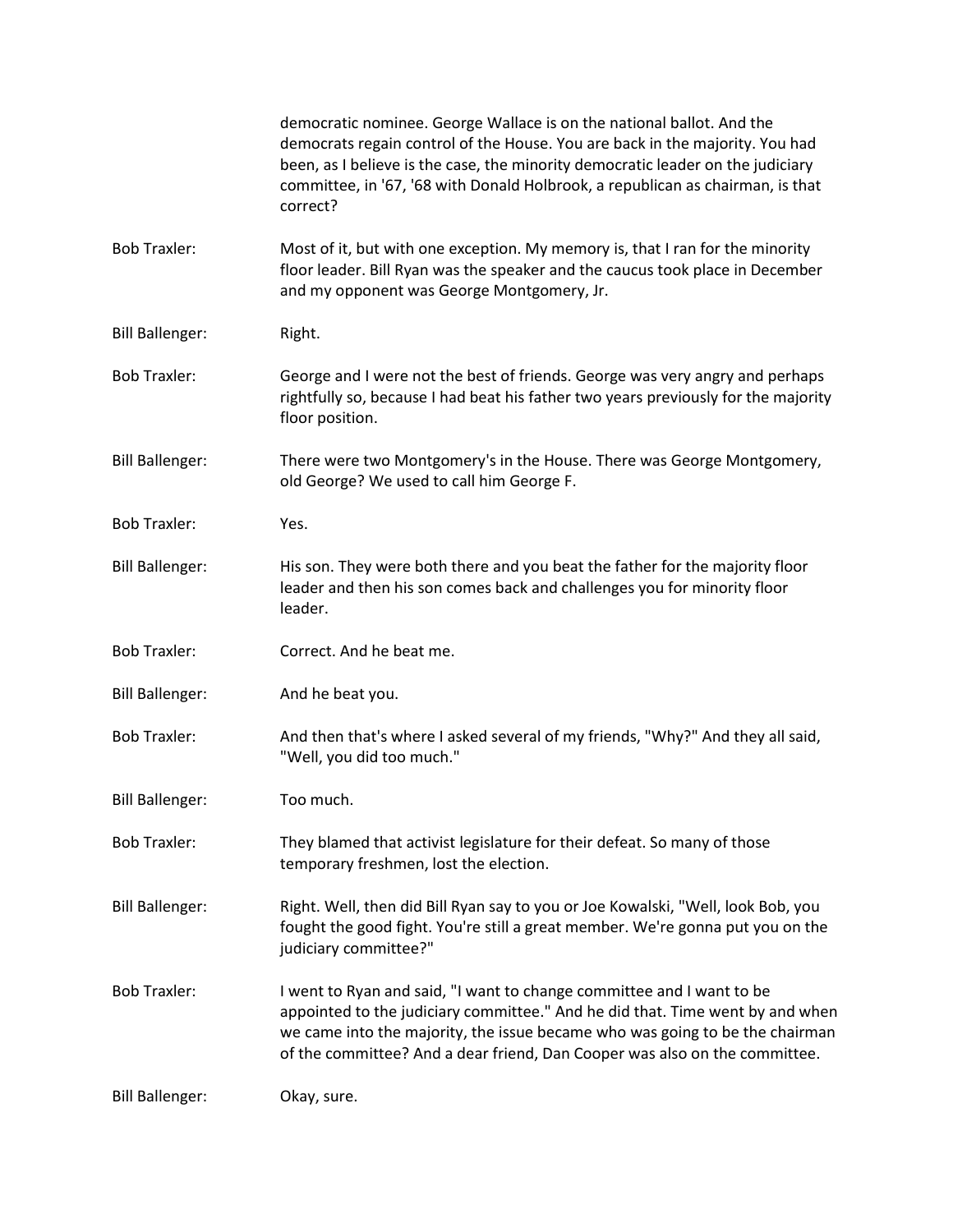democratic nominee. George Wallace is on the national ballot. And the democrats regain control of the House. You are back in the majority. You had been, as I believe is the case, the minority democratic leader on the judiciary committee, in '67, '68 with Donald Holbrook, a republican as chairman, is that correct?

**Bob Traxler:** Most of it, but with one exception. My memory is, that I ran for the minority floor leader. Bill Ryan was the speaker and the caucus took place in December and my opponent was George Montgomery, Jr.

**Bill Ballenger:** Right.

**Bob Traxler:** George and I were not the best of friends. George was very angry and perhaps rightfully so, because I had beat his father two years previously for the majority floor position.

**Bill Ballenger:** There were two Montgomery's in the House. There was George Montgomery, old George? We used to call him George F.

**Bob Traxler:** Yes.

**Bill Ballenger:** His son. They were both there and you beat the father for the majority floor leader and then his son comes back and challenges you for minority floor leader.

**Bob Traxler:** Correct. And he beat me.

**Bill Ballenger:** And he beat you.

**Bob Traxler:** And then that's where I asked several of my friends, "Why?" And they all said, "Well, you did too much."

**Bill Ballenger:** Too much.

**Bob Traxler:** They blamed that activist legislature for their defeat. So many of those temporary freshmen, lost the election.

**Bill Ballenger:** Right. Well, then did Bill Ryan say to you or Joe Kowalski, "Well, look Bob, you fought the good fight. You're still a great member. We're gonna put you on the judiciary committee?"

**Bob Traxler:** I went to Ryan and said, "I want to change committee and I want to be appointed to the judiciary committee." And he did that. Time went by and when we came into the majority, the issue became who was going to be the chairman of the committee? And a dear friend, Dan Cooper was also on the committee.

**Bill Ballenger:** Okay, sure.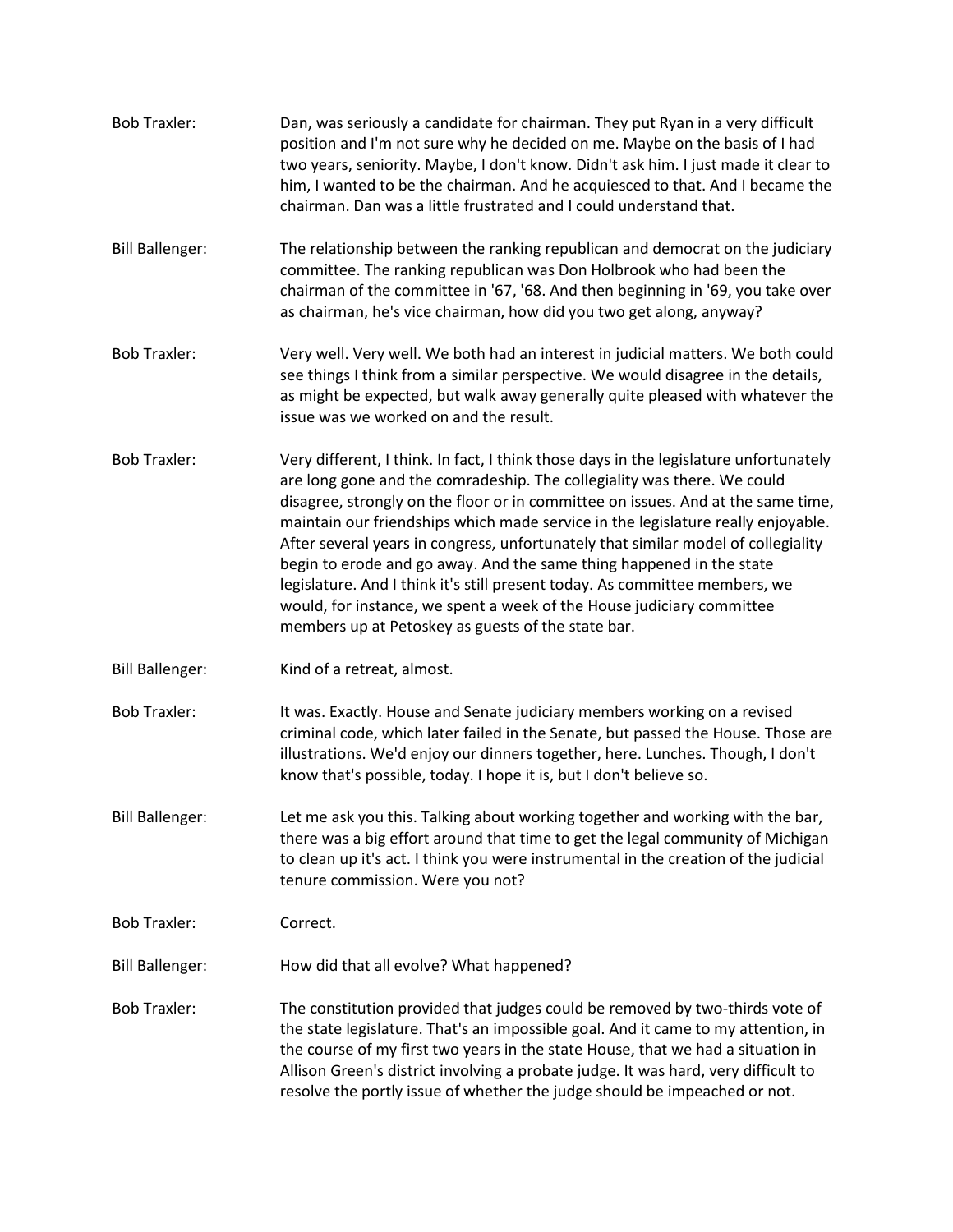**Bob Traxler:** Dan, was seriously a candidate for chairman. They put Ryan in a very difficult position and I'm not sure why he decided on me. Maybe on the basis of I had two years, seniority. Maybe, I don't know. Didn't ask him. I just made it clear to him, I wanted to be the chairman. And he acquiesced to that. And I became the chairman. Dan was a little frustrated and I could understand that.

**Bill Ballenger:** The relationship between the ranking republican and democrat on the judiciary committee. The ranking republican was Don Holbrook who had been the chairman of the committee in '67, '68. And then beginning in '69, you take over as chairman, he's vice chairman, how did you two get along, anyway?

**Bob Traxler:** Very well. Very well. We both had an interest in judicial matters. We both could see things I think from a similar perspective. We would disagree in the details, as might be expected, but walk away generally quite pleased with whatever the issue was we worked on and the result.

**Bob Traxler:** Very different, I think. In fact, I think those days in the legislature unfortunately are long gone and the comradeship. The collegiality was there. We could disagree, strongly on the floor or in committee on issues. And at the same time, maintain our friendships which made service in the legislature really enjoyable. After several years in congress, unfortunately that similar model of collegiality begin to erode and go away. And the same thing happened in the state legislature. And I think it's still present today. As committee members, we would, for instance, we spent a week of the House judiciary committee members up at Petoskey as guests of the state bar.

**Bill Ballenger:** Kind of a retreat, almost.

**Bob Traxler:** It was. Exactly. House and Senate judiciary members working on a revised criminal code, which later failed in the Senate, but passed the House. Those are illustrations. We'd enjoy our dinners together, here. Lunches. Though, I don't know that's possible, today. I hope it is, but I don't believe so.

**Bill Ballenger:** Let me ask you this. Talking about working together and working with the bar, there was a big effort around that time to get the legal community of Michigan to clean up it's act. I think you were instrumental in the creation of the judicial tenure commission. Were you not?

**Bob Traxler:** Correct.

**Bill Ballenger:** How did that all evolve? What happened?

**Bob Traxler:** The constitution provided that judges could be removed by two-thirds vote of the state legislature. That's an impossible goal. And it came to my attention, in the course of my first two years in the state House, that we had a situation in Allison Green's district involving a probate judge. It was hard, very difficult to resolve the portly issue of whether the judge should be impeached or not.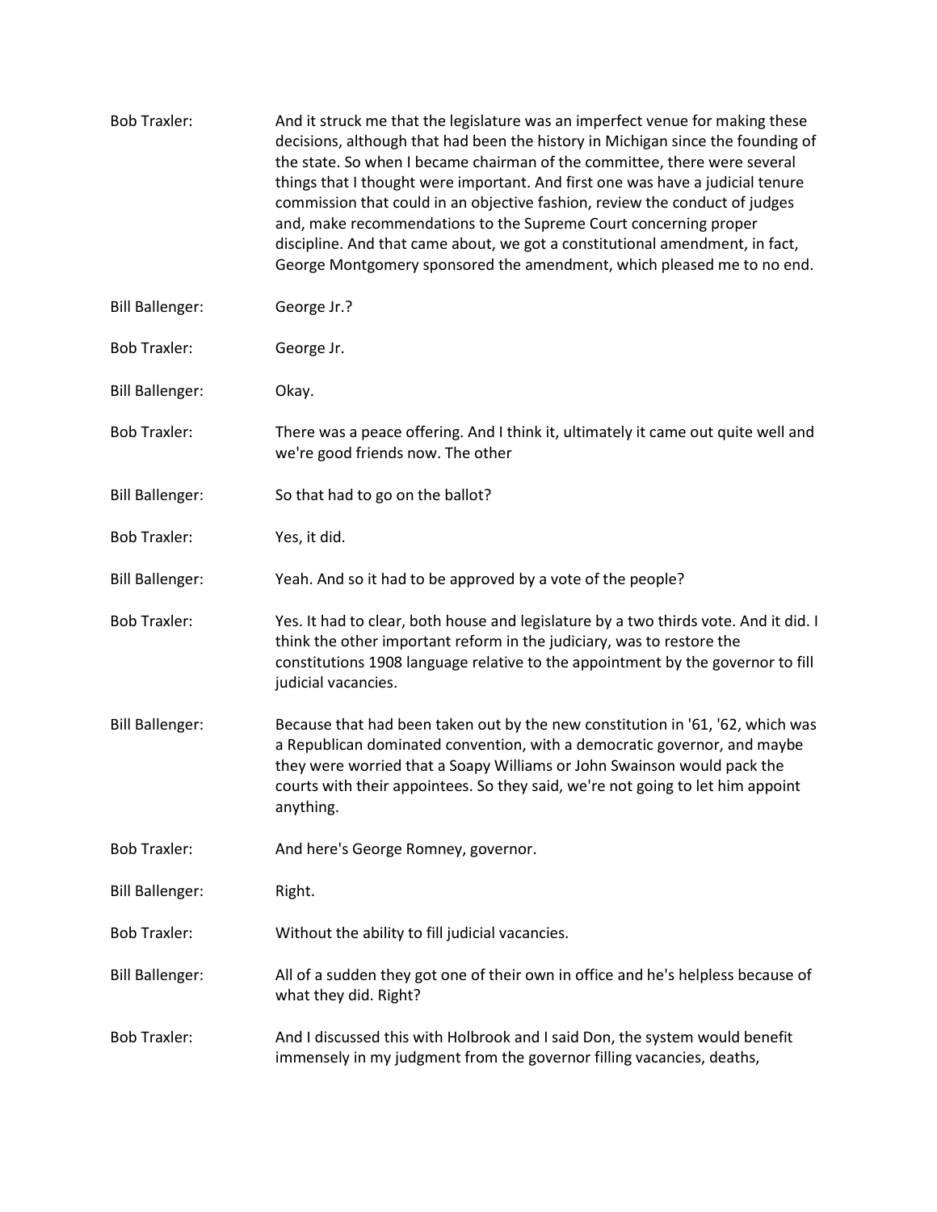**Bob Traxler:** And it struck me that the legislature was an imperfect venue for making these decisions, although that had been the history in Michigan since the founding of the state. So when I became chairman of the committee, there were several things that I thought were important. And first one was have a judicial tenure commission that could in an objective fashion, review the conduct of judges and, make recommendations to the Supreme Court concerning proper discipline. And that came about, we got a constitutional amendment, in fact, George Montgomery sponsored the amendment, which pleased me to no end.

**Bill Ballenger:** George Jr.?

**Bob Traxler:** George Jr.

**Bill Ballenger:** Okay.

**Bob Traxler:** There was a peace offering. And I think it, ultimately it came out quite well and we're good friends now. The other

**Bill Ballenger:** So that had to go on the ballot?

**Bob Traxler:** Yes, it did.

**Bill Ballenger:** Yeah. And so it had to be approved by a vote of the people?

**Bob Traxler:** Yes. It had to clear, both house and legislature by a two thirds vote. And it did. I think the other important reform in the judiciary, was to restore the constitutions 1908 language relative to the appointment by the governor to fill judicial vacancies.

**Bill Ballenger:** Because that had been taken out by the new constitution in '61, '62, which was a Republican dominated convention, with a democratic governor, and maybe they were worried that a Soapy Williams or John Swainson would pack the courts with their appointees. So they said, we're not going to let him appoint anything.

**Bob Traxler:** And here's George Romney, governor.

**Bill Ballenger:** Right.

**Bob Traxler:** Without the ability to fill judicial vacancies.

**Bill Ballenger:** All of a sudden they got one of their own in office and he's helpless because of what they did. Right?

**Bob Traxler:** And I discussed this with Holbrook and I said Don, the system would benefit immensely in my judgment from the governor filling vacancies, deaths,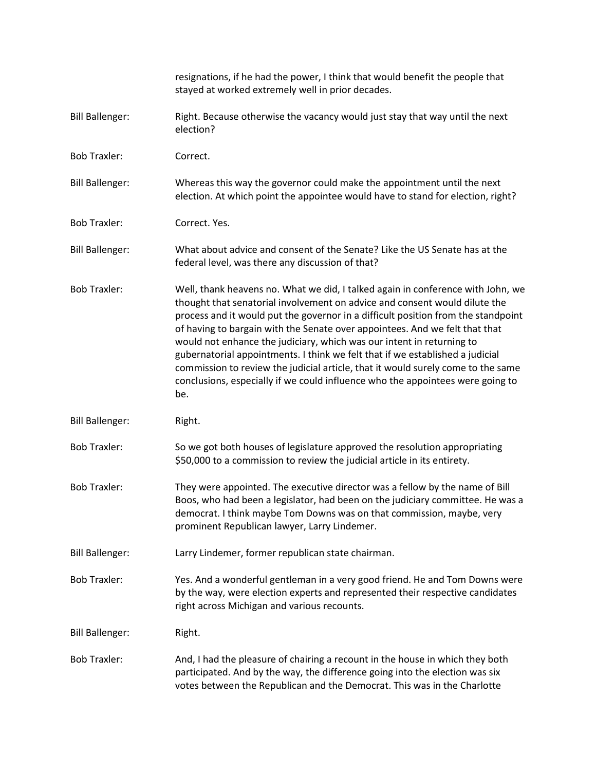resignations, if he had the power, I think that would benefit the people that stayed at worked extremely well in prior decades.

Bill Ballenger: Right. Because otherwise the vacancy would just stay that way until the next election?

Bob Traxler: Correct.

Bill Ballenger: Whereas this way the governor could make the appointment until the next election. At which point the appointee would have to stand for election, right?

Bob Traxler: Correct. Yes.

Bill Ballenger: What about advice and consent of the Senate? Like the US Senate has at the federal level, was there any discussion of that?

Bob Traxler: Well, thank heavens no. What we did, I talked again in conference with John, we thought that senatorial involvement on advice and consent would dilute the process and it would put the governor in a difficult position from the standpoint of having to bargain with the Senate over appointees. And we felt that that would not enhance the judiciary, which was our intent in returning to gubernatorial appointments. I think we felt that if we established a judicial commission to review the judicial article, that it would surely come to the same conclusions, especially if we could influence who the appointees were going to be.

Bill Ballenger: Right.

Bob Traxler: So we got both houses of legislature approved the resolution appropriating $50,000 to a commission to review the judicial article in its entirety.

Bob Traxler: They were appointed. The executive director was a fellow by the name of Bill Boos, who had been a legislator, had been on the judiciary committee. He was a democrat. I think maybe Tom Downs was on that commission, maybe, very prominent Republican lawyer, Larry Lindemer.

Bill Ballenger: Larry Lindemer, former republican state chairman.

Bob Traxler: Yes. And a wonderful gentleman in a very good friend. He and Tom Downs were by the way, were election experts and represented their respective candidates right across Michigan and various recounts.

Bill Ballenger: Right.

Bob Traxler: And, I had the pleasure of chairing a recount in the house in which they both participated. And by the way, the difference going into the election was six votes between the Republican and the Democrat. This was in the Charlotte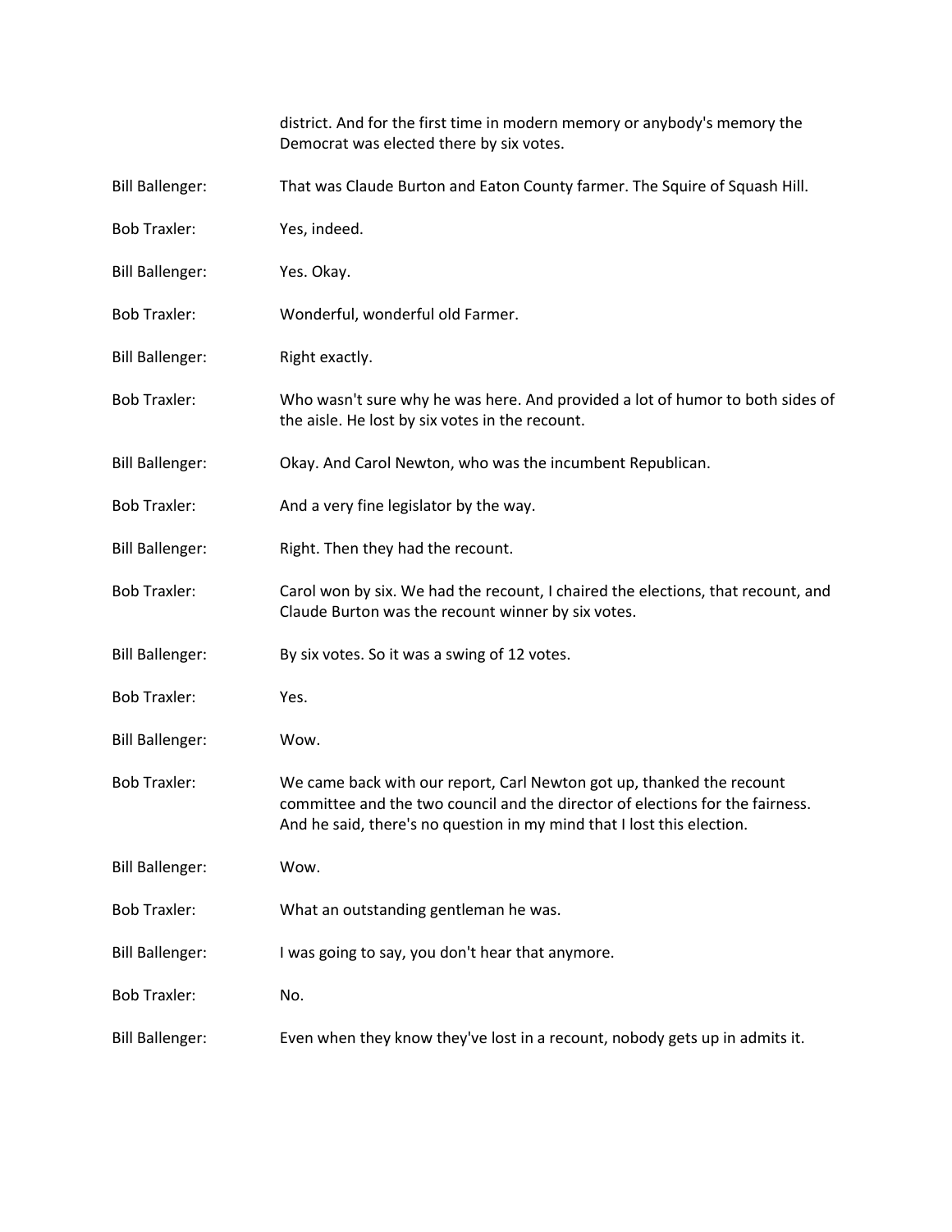district. And for the first time in modern memory or anybody's memory the Democrat was elected there by six votes.

Bill Ballenger: That was Claude Burton and Eaton County farmer. The Squire of Squash Hill.

Bob Traxler: Yes, indeed.

Bill Ballenger: Yes. Okay.

Bob Traxler: Wonderful, wonderful old Farmer.

Bill Ballenger: Right exactly.

Bob Traxler: Who wasn't sure why he was here. And provided a lot of humor to both sides of the aisle. He lost by six votes in the recount.

Bill Ballenger: Okay. And Carol Newton, who was the incumbent Republican.

Bob Traxler: And a very fine legislator by the way.

Bill Ballenger: Right. Then they had the recount.

Bob Traxler: Carol won by six. We had the recount, I chaired the elections, that recount, and Claude Burton was the recount winner by six votes.

Bill Ballenger: By six votes. So it was a swing of 12 votes.

Bob Traxler: Yes.

Bill Ballenger: Wow.

Bob Traxler: We came back with our report, Carl Newton got up, thanked the recount committee and the two council and the director of elections for the fairness. And he said, there's no question in my mind that I lost this election.

Bill Ballenger: Wow.

Bob Traxler: What an outstanding gentleman he was.

Bill Ballenger: I was going to say, you don't hear that anymore.

Bob Traxler: No.

Bill Ballenger: Even when they know they've lost in a recount, nobody gets up in admits it.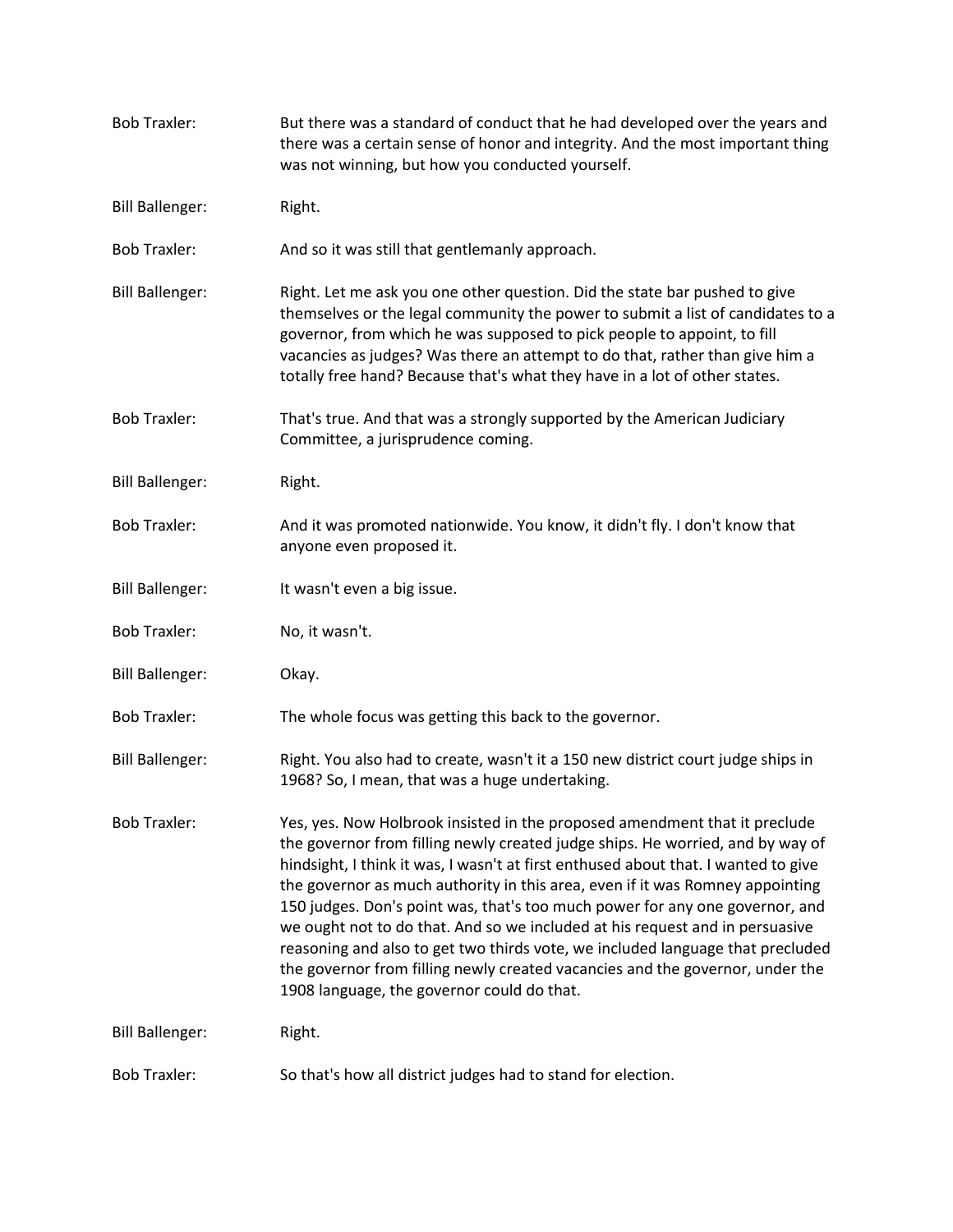**Bob Traxler:** But there was a standard of conduct that he had developed over the years and there was a certain sense of honor and integrity. And the most important thing was not winning, but how you conducted yourself.

**Bill Ballenger:** Right.

**Bob Traxler:** And so it was still that gentlemanly approach.

**Bill Ballenger:** Right. Let me ask you one other question. Did the state bar pushed to give themselves or the legal community the power to submit a list of candidates to a governor, from which he was supposed to pick people to appoint, to fill vacancies as judges? Was there an attempt to do that, rather than give him a totally free hand? Because that's what they have in a lot of other states.

**Bob Traxler:** That's true. And that was a strongly supported by the American Judiciary Committee, a jurisprudence coming.

**Bill Ballenger:** Right.

**Bob Traxler:** And it was promoted nationwide. You know, it didn't fly. I don't know that anyone even proposed it.

**Bill Ballenger:** It wasn't even a big issue.

**Bob Traxler:** No, it wasn't.

**Bill Ballenger:** Okay.

**Bob Traxler:** The whole focus was getting this back to the governor.

**Bill Ballenger:** Right. You also had to create, wasn't it a 150 new district court judge ships in 1968? So, I mean, that was a huge undertaking.

**Bob Traxler:** Yes, yes. Now Holbrook insisted in the proposed amendment that it preclude the governor from filling newly created judge ships. He worried, and by way of hindsight, I think it was, I wasn't at first enthused about that. I wanted to give the governor as much authority in this area, even if it was Romney appointing 150 judges. Don's point was, that's too much power for any one governor, and we ought not to do that. And so we included at his request and in persuasive reasoning and also to get two thirds vote, we included language that precluded the governor from filling newly created vacancies and the governor, under the 1908 language, the governor could do that.

**Bill Ballenger:** Right.

**Bob Traxler:** So that's how all district judges had to stand for election.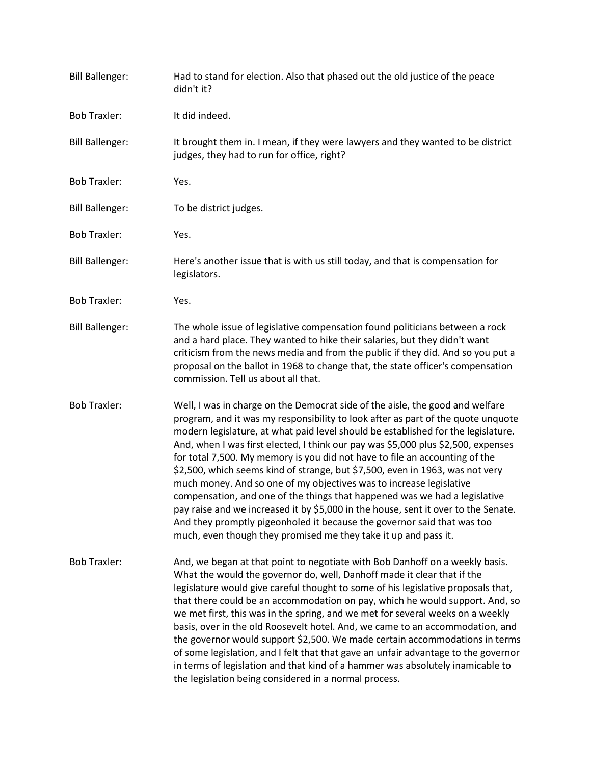Bill Ballenger: Had to stand for election. Also that phased out the old justice of the peace didn't it?

Bob Traxler: It did indeed.

Bill Ballenger: It brought them in. I mean, if they were lawyers and they wanted to be district judges, they had to run for office, right?

Bob Traxler: Yes.

Bill Ballenger: To be district judges.

Bob Traxler: Yes.

Bill Ballenger: Here's another issue that is with us still today, and that is compensation for legislators.

Bob Traxler: Yes.

Bill Ballenger: The whole issue of legislative compensation found politicians between a rock and a hard place. They wanted to hike their salaries, but they didn't want criticism from the news media and from the public if they did. And so you put a proposal on the ballot in 1968 to change that, the state officer's compensation commission. Tell us about all that.

Bob Traxler: Well, I was in charge on the Democrat side of the aisle, the good and welfare program, and it was my responsibility to look after as part of the quote unquote modern legislature, at what paid level should be established for the legislature. And, when I was first elected, I think our pay was $5,000 plus $2,500, expenses for total 7,500. My memory is you did not have to file an accounting of the $2,500, which seems kind of strange, but $7,500, even in 1963, was not very much money. And so one of my objectives was to increase legislative compensation, and one of the things that happened was we had a legislative pay raise and we increased it by $5,000 in the house, sent it over to the Senate. And they promptly pigeonholed it because the governor said that was too much, even though they promised me they take it up and pass it.

Bob Traxler: And, we began at that point to negotiate with Bob Danhoff on a weekly basis. What the would the governor do, well, Danhoff made it clear that if the legislature would give careful thought to some of his legislative proposals that, that there could be an accommodation on pay, which he would support. And, so we met first, this was in the spring, and we met for several weeks on a weekly basis, over in the old Roosevelt hotel. And, we came to an accommodation, and the governor would support $2,500. We made certain accommodations in terms of some legislation, and I felt that that gave an unfair advantage to the governor in terms of legislation and that kind of a hammer was absolutely inamicable to the legislation being considered in a normal process.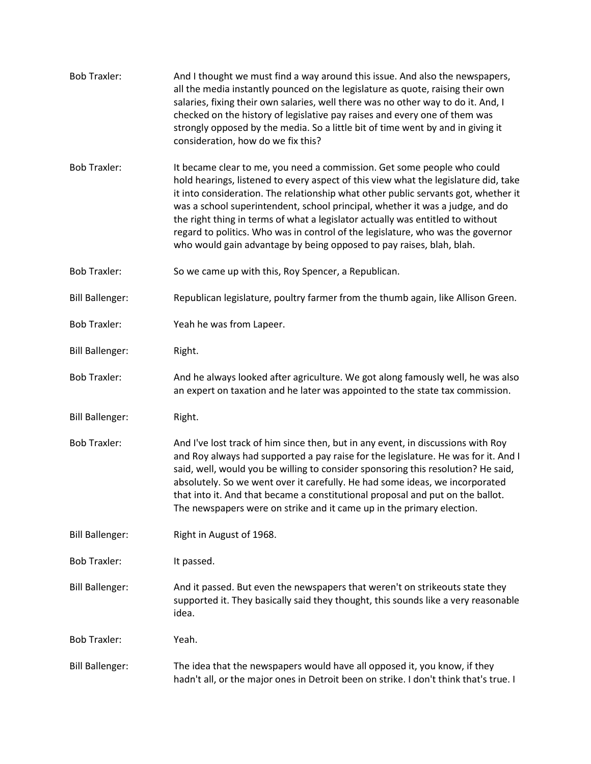Bob Traxler: And I thought we must find a way around this issue. And also the newspapers, all the media instantly pounced on the legislature as quote, raising their own salaries, fixing their own salaries, well there was no other way to do it. And, I checked on the history of legislative pay raises and every one of them was strongly opposed by the media. So a little bit of time went by and in giving it consideration, how do we fix this?

Bob Traxler: It became clear to me, you need a commission. Get some people who could hold hearings, listened to every aspect of this view what the legislature did, take it into consideration. The relationship what other public servants got, whether it was a school superintendent, school principal, whether it was a judge, and do the right thing in terms of what a legislator actually was entitled to without regard to politics. Who was in control of the legislature, who was the governor who would gain advantage by being opposed to pay raises, blah, blah.

Bob Traxler: So we came up with this, Roy Spencer, a Republican.

Bill Ballenger: Republican legislature, poultry farmer from the thumb again, like Allison Green.

Bob Traxler: Yeah he was from Lapeer.

Bill Ballenger: Right.

Bob Traxler: And he always looked after agriculture. We got along famously well, he was also an expert on taxation and he later was appointed to the state tax commission.

Bill Ballenger: Right.

Bob Traxler: And I've lost track of him since then, but in any event, in discussions with Roy and Roy always had supported a pay raise for the legislature. He was for it. And I said, well, would you be willing to consider sponsoring this resolution? He said, absolutely. So we went over it carefully. He had some ideas, we incorporated that into it. And that became a constitutional proposal and put on the ballot. The newspapers were on strike and it came up in the primary election.

Bill Ballenger: Right in August of 1968.

Bob Traxler: It passed.

Bill Ballenger: And it passed. But even the newspapers that weren't on strikeouts state they supported it. They basically said they thought, this sounds like a very reasonable idea.

Bob Traxler: Yeah.

Bill Ballenger: The idea that the newspapers would have all opposed it, you know, if they hadn't all, or the major ones in Detroit been on strike. I don't think that's true. I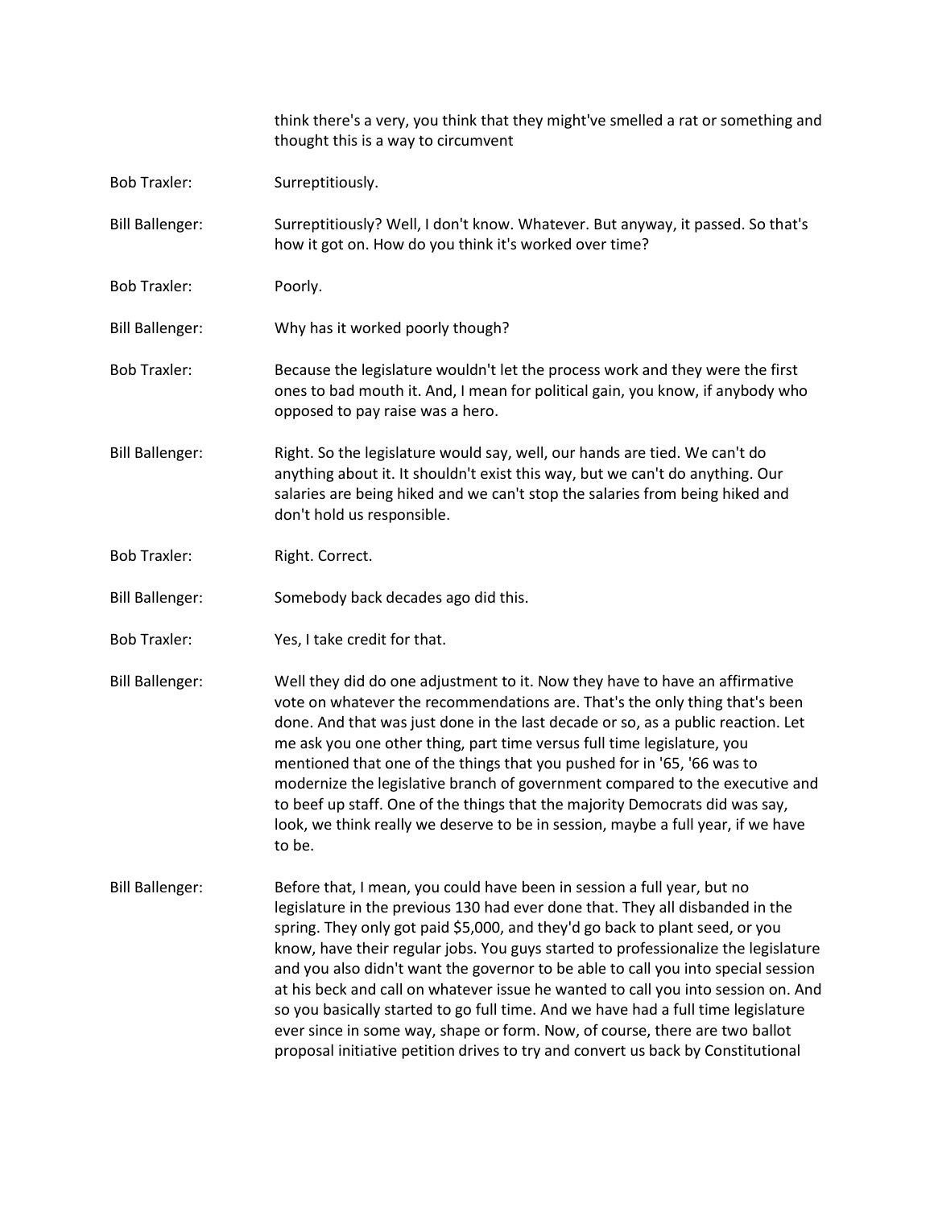think there's a very, you think that they might've smelled a rat or something and thought this is a way to circumvent

**Bob Traxler:** Surreptitiously.

**Bill Ballenger:** Surreptitiously? Well, I don't know. Whatever. But anyway, it passed. So that's how it got on. How do you think it's worked over time?

**Bob Traxler:** Poorly.

**Bill Ballenger:** Why has it worked poorly though?

**Bob Traxler:** Because the legislature wouldn't let the process work and they were the first ones to bad mouth it. And, I mean for political gain, you know, if anybody who opposed to pay raise was a hero.

**Bill Ballenger:** Right. So the legislature would say, well, our hands are tied. We can't do anything about it. It shouldn't exist this way, but we can't do anything. Our salaries are being hiked and we can't stop the salaries from being hiked and don't hold us responsible.

**Bob Traxler:** Right. Correct.

**Bill Ballenger:** Somebody back decades ago did this.

**Bob Traxler:** Yes, I take credit for that.

**Bill Ballenger:** Well they did do one adjustment to it. Now they have to have an affirmative vote on whatever the recommendations are. That's the only thing that's been done. And that was just done in the last decade or so, as a public reaction. Let me ask you one other thing, part time versus full time legislature, you mentioned that one of the things that you pushed for in '65, '66 was to modernize the legislative branch of government compared to the executive and to beef up staff. One of the things that the majority Democrats did was say, look, we think really we deserve to be in session, maybe a full year, if we have to be.

**Bill Ballenger:** Before that, I mean, you could have been in session a full year, but no legislature in the previous 130 had ever done that. They all disbanded in the spring. They only got paid $5,000, and they'd go back to plant seed, or you know, have their regular jobs. You guys started to professionalize the legislature and you also didn't want the governor to be able to call you into special session at his beck and call on whatever issue he wanted to call you into session on. And so you basically started to go full time. And we have had a full time legislature ever since in some way, shape or form. Now, of course, there are two ballot proposal initiative petition drives to try and convert us back by Constitutional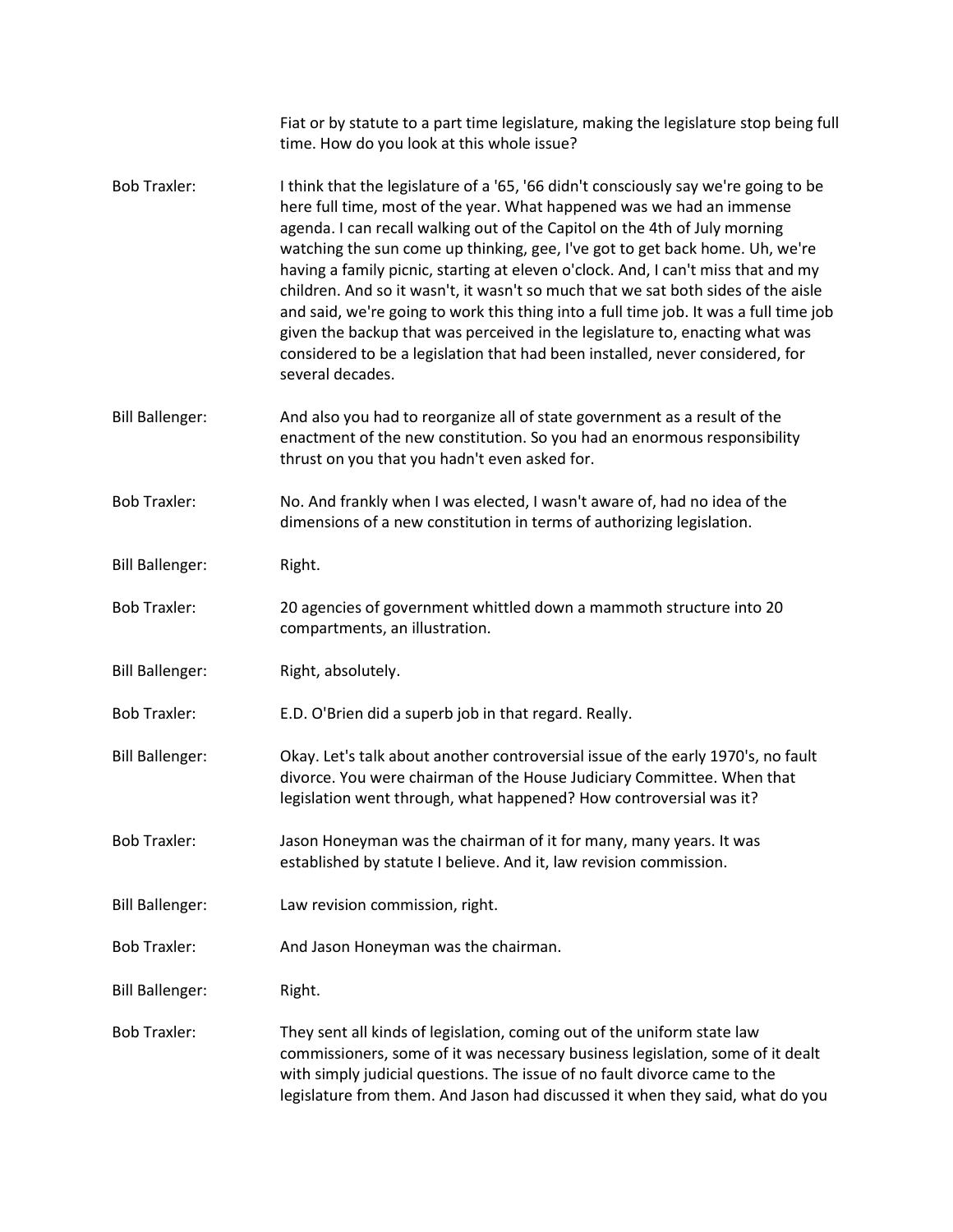Fiat or by statute to a part time legislature, making the legislature stop being full time. How do you look at this whole issue?

**Bob Traxler:** I think that the legislature of a '65, '66 didn't consciously say we're going to be here full time, most of the year. What happened was we had an immense agenda. I can recall walking out of the Capitol on the 4th of July morning watching the sun come up thinking, gee, I've got to get back home. Uh, we're having a family picnic, starting at eleven o'clock. And, I can't miss that and my children. And so it wasn't, it wasn't so much that we sat both sides of the aisle and said, we're going to work this thing into a full time job. It was a full time job given the backup that was perceived in the legislature to, enacting what was considered to be a legislation that had been installed, never considered, for several decades.

**Bill Ballenger:** And also you had to reorganize all of state government as a result of the enactment of the new constitution. So you had an enormous responsibility thrust on you that you hadn't even asked for.

**Bob Traxler:** No. And frankly when I was elected, I wasn't aware of, had no idea of the dimensions of a new constitution in terms of authorizing legislation.

**Bill Ballenger:** Right.

**Bob Traxler:** 20 agencies of government whittled down a mammoth structure into 20 compartments, an illustration.

**Bill Ballenger:** Right, absolutely.

**Bob Traxler:** E.D. O'Brien did a superb job in that regard. Really.

**Bill Ballenger:** Okay. Let's talk about another controversial issue of the early 1970's, no fault divorce. You were chairman of the House Judiciary Committee. When that legislation went through, what happened? How controversial was it?

**Bob Traxler:** Jason Honeyman was the chairman of it for many, many years. It was established by statute I believe. And it, law revision commission.

**Bill Ballenger:** Law revision commission, right.

**Bob Traxler:** And Jason Honeyman was the chairman.

**Bill Ballenger:** Right.

**Bob Traxler:** They sent all kinds of legislation, coming out of the uniform state law commissioners, some of it was necessary business legislation, some of it dealt with simply judicial questions. The issue of no fault divorce came to the legislature from them. And Jason had discussed it when they said, what do you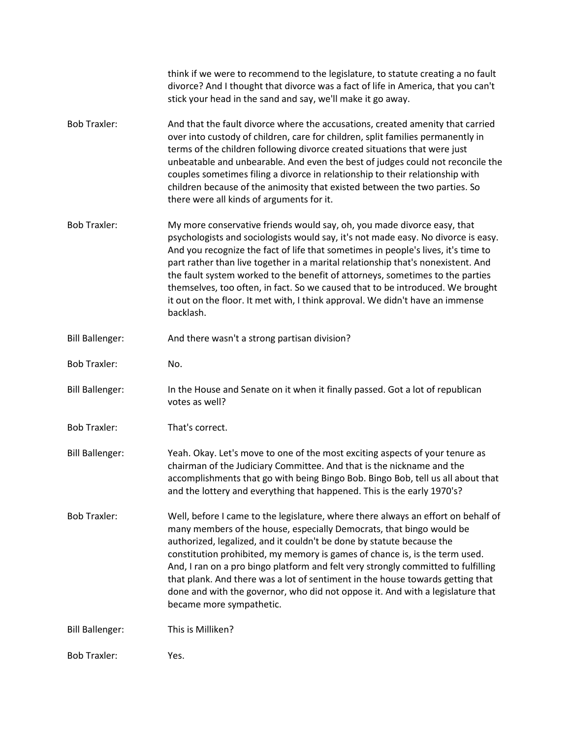think if we were to recommend to the legislature, to statute creating a no fault divorce? And I thought that divorce was a fact of life in America, that you can't stick your head in the sand and say, we'll make it go away.

Bob Traxler: And that the fault divorce where the accusations, created amenity that carried over into custody of children, care for children, split families permanently in terms of the children following divorce created situations that were just unbeatable and unbearable. And even the best of judges could not reconcile the couples sometimes filing a divorce in relationship to their relationship with children because of the animosity that existed between the two parties. So there were all kinds of arguments for it.

Bob Traxler: My more conservative friends would say, oh, you made divorce easy, that psychologists and sociologists would say, it's not made easy. No divorce is easy. And you recognize the fact of life that sometimes in people's lives, it's time to part rather than live together in a marital relationship that's nonexistent. And the fault system worked to the benefit of attorneys, sometimes to the parties themselves, too often, in fact. So we caused that to be introduced. We brought it out on the floor. It met with, I think approval. We didn't have an immense backlash.

Bill Ballenger: And there wasn't a strong partisan division?

Bob Traxler: No.

Bill Ballenger: In the House and Senate on it when it finally passed. Got a lot of republican votes as well?

Bob Traxler: That's correct.

Bill Ballenger: Yeah. Okay. Let's move to one of the most exciting aspects of your tenure as chairman of the Judiciary Committee. And that is the nickname and the accomplishments that go with being Bingo Bob. Bingo Bob, tell us all about that and the lottery and everything that happened. This is the early 1970's?

Bob Traxler: Well, before I came to the legislature, where there always an effort on behalf of many members of the house, especially Democrats, that bingo would be authorized, legalized, and it couldn't be done by statute because the constitution prohibited, my memory is games of chance is, is the term used. And, I ran on a pro bingo platform and felt very strongly committed to fulfilling that plank. And there was a lot of sentiment in the house towards getting that done and with the governor, who did not oppose it. And with a legislature that became more sympathetic.

Bill Ballenger: This is Milliken?

Bob Traxler: Yes.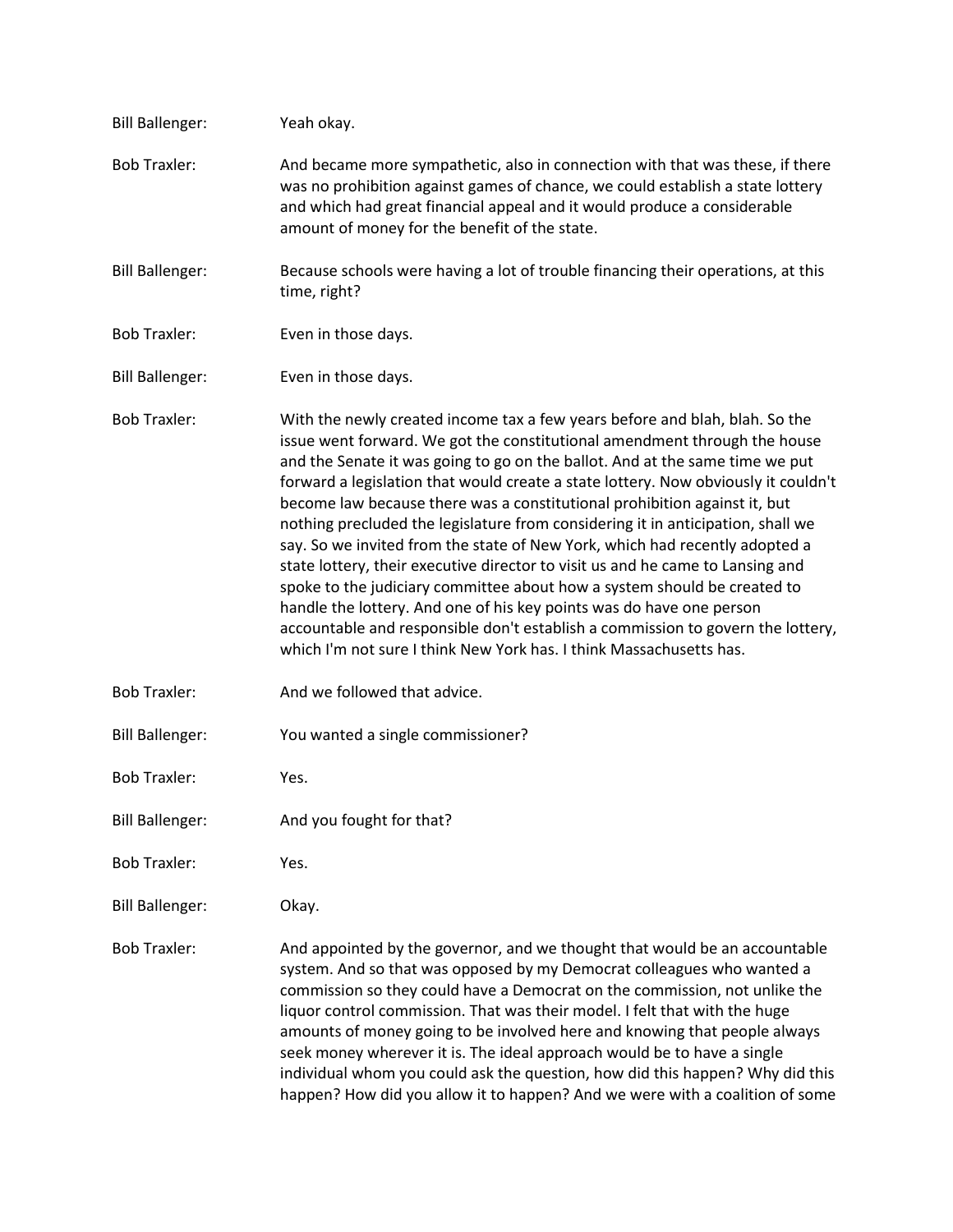Bill Ballenger: Yeah okay.

Bob Traxler: And became more sympathetic, also in connection with that was these, if there was no prohibition against games of chance, we could establish a state lottery and which had great financial appeal and it would produce a considerable amount of money for the benefit of the state.

Bill Ballenger: Because schools were having a lot of trouble financing their operations, at this time, right?

Bob Traxler: Even in those days.

Bill Ballenger: Even in those days.

Bob Traxler: With the newly created income tax a few years before and blah, blah. So the issue went forward. We got the constitutional amendment through the house and the Senate it was going to go on the ballot. And at the same time we put forward a legislation that would create a state lottery. Now obviously it couldn't become law because there was a constitutional prohibition against it, but nothing precluded the legislature from considering it in anticipation, shall we say. So we invited from the state of New York, which had recently adopted a state lottery, their executive director to visit us and he came to Lansing and spoke to the judiciary committee about how a system should be created to handle the lottery. And one of his key points was do have one person accountable and responsible don't establish a commission to govern the lottery, which I'm not sure I think New York has. I think Massachusetts has.

Bob Traxler: And we followed that advice.

Bill Ballenger: You wanted a single commissioner?

Bob Traxler: Yes.

Bill Ballenger: And you fought for that?

Bob Traxler: Yes.

Bill Ballenger: Okay.

Bob Traxler: And appointed by the governor, and we thought that would be an accountable system. And so that was opposed by my Democrat colleagues who wanted a commission so they could have a Democrat on the commission, not unlike the liquor control commission. That was their model. I felt that with the huge amounts of money going to be involved here and knowing that people always seek money wherever it is. The ideal approach would be to have a single individual whom you could ask the question, how did this happen? Why did this happen? How did you allow it to happen? And we were with a coalition of some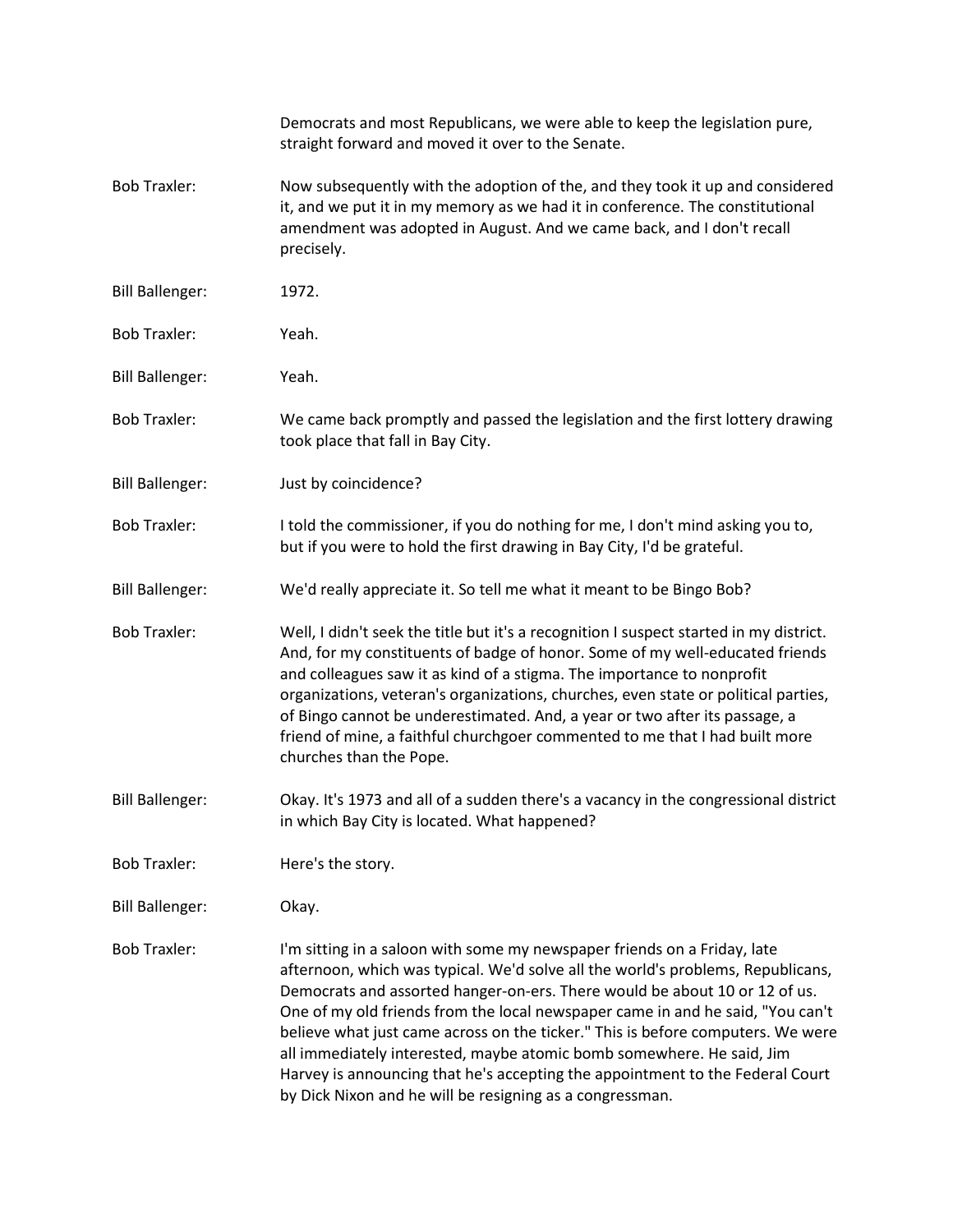Democrats and most Republicans, we were able to keep the legislation pure, straight forward and moved it over to the Senate.

**Bob Traxler:** Now subsequently with the adoption of the, and they took it up and considered it, and we put it in my memory as we had it in conference. The constitutional amendment was adopted in August. And we came back, and I don't recall precisely.

**Bill Ballenger:** 1972.

**Bob Traxler:** Yeah.

**Bill Ballenger:** Yeah.

**Bob Traxler:** We came back promptly and passed the legislation and the first lottery drawing took place that fall in Bay City.

**Bill Ballenger:** Just by coincidence?

**Bob Traxler:** I told the commissioner, if you do nothing for me, I don't mind asking you to, but if you were to hold the first drawing in Bay City, I'd be grateful.

**Bill Ballenger:** We'd really appreciate it. So tell me what it meant to be Bingo Bob?

**Bob Traxler:** Well, I didn't seek the title but it's a recognition I suspect started in my district. And, for my constituents of badge of honor. Some of my well-educated friends and colleagues saw it as kind of a stigma. The importance to nonprofit organizations, veteran's organizations, churches, even state or political parties, of Bingo cannot be underestimated. And, a year or two after its passage, a friend of mine, a faithful churchgoer commented to me that I had built more churches than the Pope.

**Bill Ballenger:** Okay. It's 1973 and all of a sudden there's a vacancy in the congressional district in which Bay City is located. What happened?

**Bob Traxler:** Here's the story.

**Bill Ballenger:** Okay.

**Bob Traxler:** I'm sitting in a saloon with some my newspaper friends on a Friday, late afternoon, which was typical. We'd solve all the world's problems, Republicans, Democrats and assorted hanger-on-ers. There would be about 10 or 12 of us. One of my old friends from the local newspaper came in and he said, "You can't believe what just came across on the ticker." This is before computers. We were all immediately interested, maybe atomic bomb somewhere. He said, Jim Harvey is announcing that he's accepting the appointment to the Federal Court by Dick Nixon and he will be resigning as a congressman.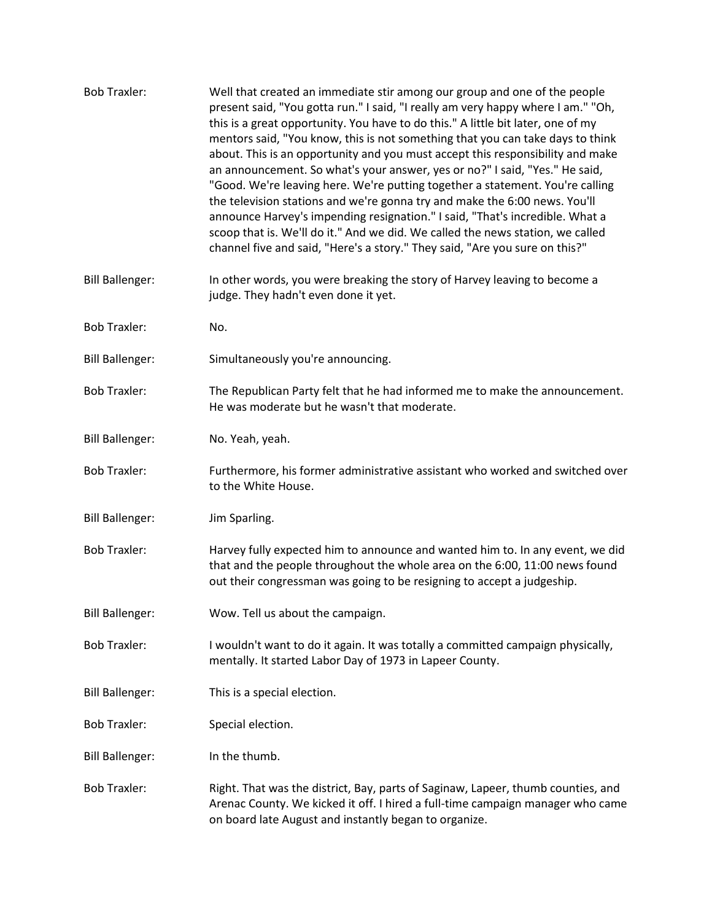Bob Traxler: Well that created an immediate stir among our group and one of the people present said, "You gotta run." I said, "I really am very happy where I am." "Oh, this is a great opportunity. You have to do this." A little bit later, one of my mentors said, "You know, this is not something that you can take days to think about. This is an opportunity and you must accept this responsibility and make an announcement. So what's your answer, yes or no?" I said, "Yes." He said, "Good. We're leaving here. We're putting together a statement. You're calling the television stations and we're gonna try and make the 6:00 news. You'll announce Harvey's impending resignation." I said, "That's incredible. What a scoop that is. We'll do it." And we did. We called the news station, we called channel five and said, "Here's a story." They said, "Are you sure on this?"

Bill Ballenger: In other words, you were breaking the story of Harvey leaving to become a judge. They hadn't even done it yet.

Bob Traxler: No.

Bill Ballenger: Simultaneously you're announcing.

Bob Traxler: The Republican Party felt that he had informed me to make the announcement. He was moderate but he wasn't that moderate.

Bill Ballenger: No. Yeah, yeah.

Bob Traxler: Furthermore, his former administrative assistant who worked and switched over to the White House.

Bill Ballenger: Jim Sparling.

Bob Traxler: Harvey fully expected him to announce and wanted him to. In any event, we did that and the people throughout the whole area on the 6:00, 11:00 news found out their congressman was going to be resigning to accept a judgeship.

Bill Ballenger: Wow. Tell us about the campaign.

Bob Traxler: I wouldn't want to do it again. It was totally a committed campaign physically, mentally. It started Labor Day of 1973 in Lapeer County.

Bill Ballenger: This is a special election.

Bob Traxler: Special election.

Bill Ballenger: In the thumb.

Bob Traxler: Right. That was the district, Bay, parts of Saginaw, Lapeer, thumb counties, and Arenac County. We kicked it off. I hired a full-time campaign manager who came on board late August and instantly began to organize.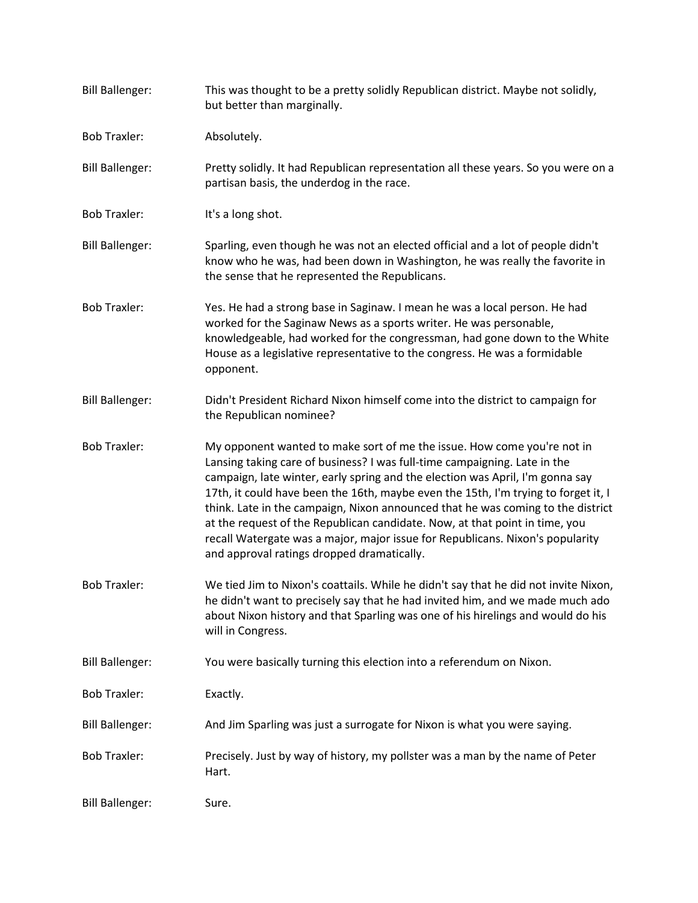Bill Ballenger: This was thought to be a pretty solidly Republican district. Maybe not solidly, but better than marginally.

Bob Traxler: Absolutely.

Bill Ballenger: Pretty solidly. It had Republican representation all these years. So you were on a partisan basis, the underdog in the race.

Bob Traxler: It's a long shot.

Bill Ballenger: Sparling, even though he was not an elected official and a lot of people didn't know who he was, had been down in Washington, he was really the favorite in the sense that he represented the Republicans.

Bob Traxler: Yes. He had a strong base in Saginaw. I mean he was a local person. He had worked for the Saginaw News as a sports writer. He was personable, knowledgeable, had worked for the congressman, had gone down to the White House as a legislative representative to the congress. He was a formidable opponent.

Bill Ballenger: Didn't President Richard Nixon himself come into the district to campaign for the Republican nominee?

Bob Traxler: My opponent wanted to make sort of me the issue. How come you're not in Lansing taking care of business? I was full-time campaigning. Late in the campaign, late winter, early spring and the election was April, I'm gonna say 17th, it could have been the 16th, maybe even the 15th, I'm trying to forget it, I think. Late in the campaign, Nixon announced that he was coming to the district at the request of the Republican candidate. Now, at that point in time, you recall Watergate was a major, major issue for Republicans. Nixon's popularity and approval ratings dropped dramatically.

Bob Traxler: We tied Jim to Nixon's coattails. While he didn't say that he did not invite Nixon, he didn't want to precisely say that he had invited him, and we made much ado about Nixon history and that Sparling was one of his hirelings and would do his will in Congress.

Bill Ballenger: You were basically turning this election into a referendum on Nixon.

Bob Traxler: Exactly.

Bill Ballenger: And Jim Sparling was just a surrogate for Nixon is what you were saying.

Bob Traxler: Precisely. Just by way of history, my pollster was a man by the name of Peter Hart.

Bill Ballenger: Sure.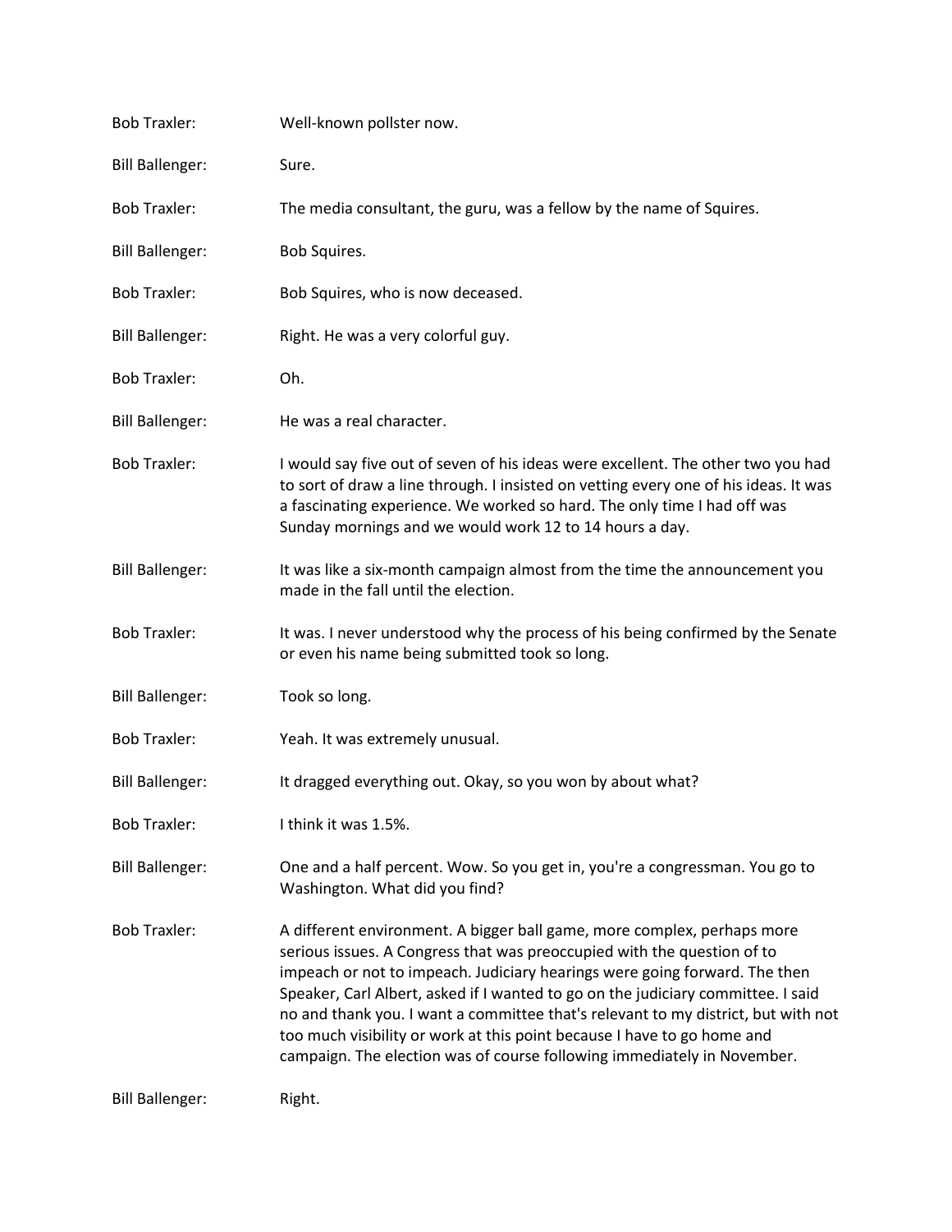Bob Traxler: Well-known pollster now.

Bill Ballenger: Sure.

Bob Traxler: The media consultant, the guru, was a fellow by the name of Squires.

Bill Ballenger: Bob Squires.

Bob Traxler: Bob Squires, who is now deceased.

Bill Ballenger: Right. He was a very colorful guy.

Bob Traxler: Oh.

Bill Ballenger: He was a real character.

Bob Traxler: I would say five out of seven of his ideas were excellent. The other two you had to sort of draw a line through. I insisted on vetting every one of his ideas. It was a fascinating experience. We worked so hard. The only time I had off was Sunday mornings and we would work 12 to 14 hours a day.

Bill Ballenger: It was like a six-month campaign almost from the time the announcement you made in the fall until the election.

Bob Traxler: It was. I never understood why the process of his being confirmed by the Senate or even his name being submitted took so long.

Bill Ballenger: Took so long.

Bob Traxler: Yeah. It was extremely unusual.

Bill Ballenger: It dragged everything out. Okay, so you won by about what?

Bob Traxler: I think it was 1.5%.

Bill Ballenger: One and a half percent. Wow. So you get in, you're a congressman. You go to Washington. What did you find?

Bob Traxler: A different environment. A bigger ball game, more complex, perhaps more serious issues. A Congress that was preoccupied with the question of to impeach or not to impeach. Judiciary hearings were going forward. The then Speaker, Carl Albert, asked if I wanted to go on the judiciary committee. I said no and thank you. I want a committee that's relevant to my district, but with not too much visibility or work at this point because I have to go home and campaign. The election was of course following immediately in November.

Bill Ballenger: Right.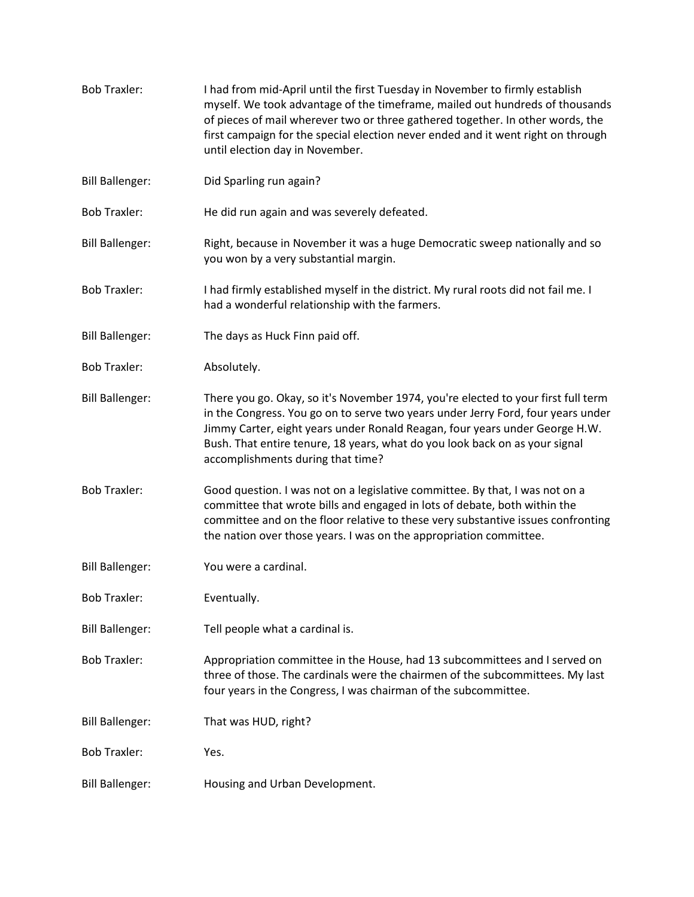Bob Traxler: I had from mid-April until the first Tuesday in November to firmly establish myself. We took advantage of the timeframe, mailed out hundreds of thousands of pieces of mail wherever two or three gathered together. In other words, the first campaign for the special election never ended and it went right on through until election day in November.

Bill Ballenger: Did Sparling run again?

Bob Traxler: He did run again and was severely defeated.

Bill Ballenger: Right, because in November it was a huge Democratic sweep nationally and so you won by a very substantial margin.

Bob Traxler: I had firmly established myself in the district. My rural roots did not fail me. I had a wonderful relationship with the farmers.

Bill Ballenger: The days as Huck Finn paid off.

Bob Traxler: Absolutely.

Bill Ballenger: There you go. Okay, so it's November 1974, you're elected to your first full term in the Congress. You go on to serve two years under Jerry Ford, four years under Jimmy Carter, eight years under Ronald Reagan, four years under George H.W. Bush. That entire tenure, 18 years, what do you look back on as your signal accomplishments during that time?

Bob Traxler: Good question. I was not on a legislative committee. By that, I was not on a committee that wrote bills and engaged in lots of debate, both within the committee and on the floor relative to these very substantive issues confronting the nation over those years. I was on the appropriation committee.

Bill Ballenger: You were a cardinal.

Bob Traxler: Eventually.

Bill Ballenger: Tell people what a cardinal is.

Bob Traxler: Appropriation committee in the House, had 13 subcommittees and I served on three of those. The cardinals were the chairmen of the subcommittees. My last four years in the Congress, I was chairman of the subcommittee.

Bill Ballenger: That was HUD, right?

Bob Traxler: Yes.

Bill Ballenger: Housing and Urban Development.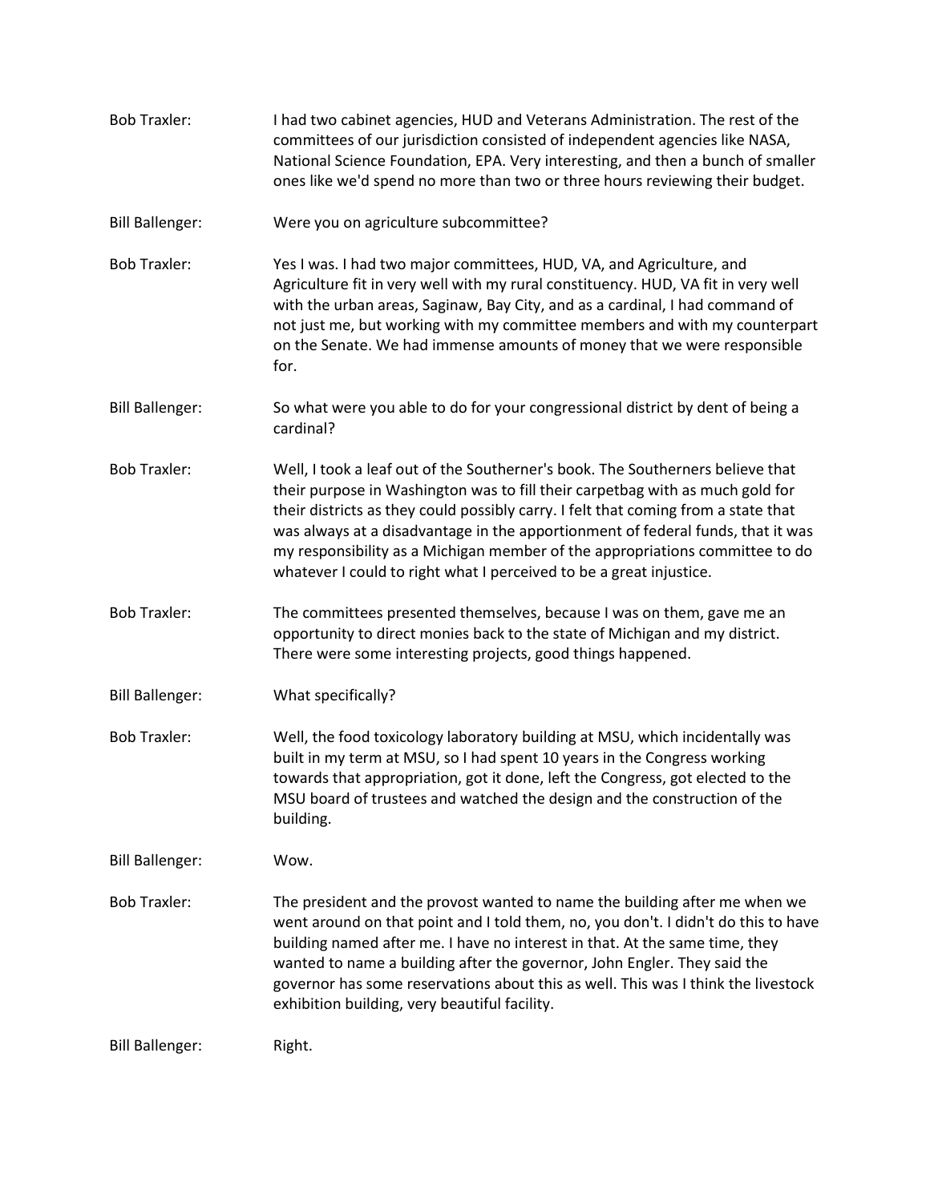Bob Traxler: I had two cabinet agencies, HUD and Veterans Administration. The rest of the committees of our jurisdiction consisted of independent agencies like NASA, National Science Foundation, EPA. Very interesting, and then a bunch of smaller ones like we'd spend no more than two or three hours reviewing their budget.

Bill Ballenger: Were you on agriculture subcommittee?

Bob Traxler: Yes I was. I had two major committees, HUD, VA, and Agriculture, and Agriculture fit in very well with my rural constituency. HUD, VA fit in very well with the urban areas, Saginaw, Bay City, and as a cardinal, I had command of not just me, but working with my committee members and with my counterpart on the Senate. We had immense amounts of money that we were responsible for.

Bill Ballenger: So what were you able to do for your congressional district by dent of being a cardinal?

Bob Traxler: Well, I took a leaf out of the Southerner's book. The Southerners believe that their purpose in Washington was to fill their carpetbag with as much gold for their districts as they could possibly carry. I felt that coming from a state that was always at a disadvantage in the apportionment of federal funds, that it was my responsibility as a Michigan member of the appropriations committee to do whatever I could to right what I perceived to be a great injustice.

Bob Traxler: The committees presented themselves, because I was on them, gave me an opportunity to direct monies back to the state of Michigan and my district. There were some interesting projects, good things happened.

Bill Ballenger: What specifically?

Bob Traxler: Well, the food toxicology laboratory building at MSU, which incidentally was built in my term at MSU, so I had spent 10 years in the Congress working towards that appropriation, got it done, left the Congress, got elected to the MSU board of trustees and watched the design and the construction of the building.

Bill Ballenger: Wow.

Bob Traxler: The president and the provost wanted to name the building after me when we went around on that point and I told them, no, you don't. I didn't do this to have building named after me. I have no interest in that. At the same time, they wanted to name a building after the governor, John Engler. They said the governor has some reservations about this as well. This was I think the livestock exhibition building, very beautiful facility.

Bill Ballenger: Right.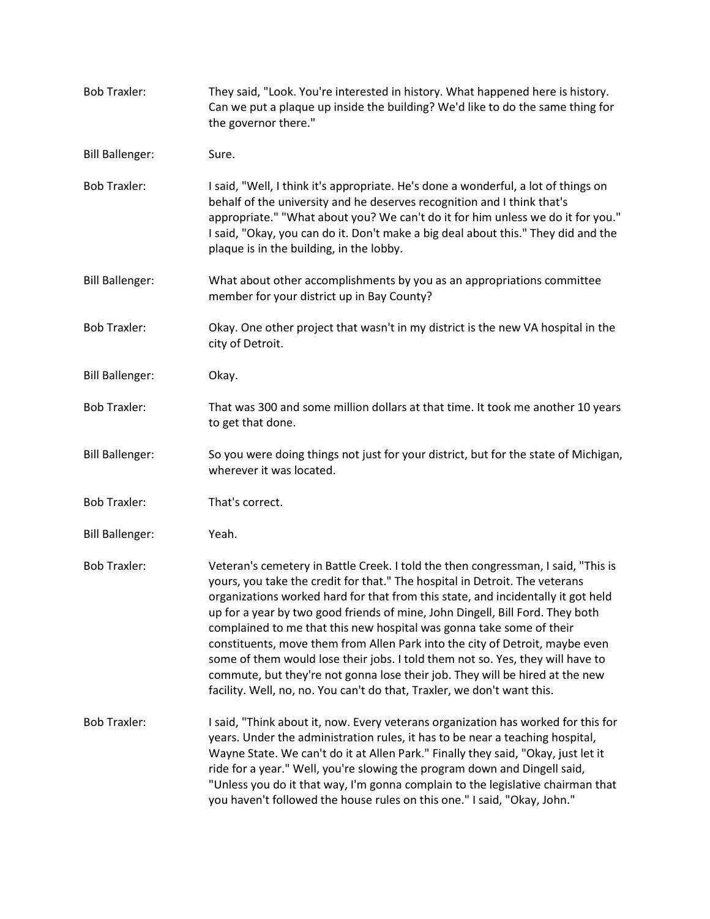**Bob Traxler:** They said, "Look. You're interested in history. What happened here is history. Can we put a plaque up inside the building? We'd like to do the same thing for the governor there."

**Bill Ballenger:** Sure.

**Bob Traxler:** I said, "Well, I think it's appropriate. He's done a wonderful, a lot of things on behalf of the university and he deserves recognition and I think that's appropriate." "What about you? We can't do it for him unless we do it for you." I said, "Okay, you can do it. Don't make a big deal about this." They did and the plaque is in the building, in the lobby.

**Bill Ballenger:** What about other accomplishments by you as an appropriations committee member for your district up in Bay County?

**Bob Traxler:** Okay. One other project that wasn't in my district is the new VA hospital in the city of Detroit.

**Bill Ballenger:** Okay.

**Bob Traxler:** That was 300 and some million dollars at that time. It took me another 10 years to get that done.

**Bill Ballenger:** So you were doing things not just for your district, but for the state of Michigan, wherever it was located.

**Bob Traxler:** That's correct.

**Bill Ballenger:** Yeah.

**Bob Traxler:** Veteran's cemetery in Battle Creek. I told the then congressman, I said, "This is yours, you take the credit for that." The hospital in Detroit. The veterans organizations worked hard for that from this state, and incidentally it got held up for a year by two good friends of mine, John Dingell, Bill Ford. They both complained to me that this new hospital was gonna take some of their constituents, move them from Allen Park into the city of Detroit, maybe even some of them would lose their jobs. I told them not so. Yes, they will have to commute, but they're not gonna lose their job. They will be hired at the new facility. Well, no, no. You can't do that, Traxler, we don't want this.

**Bob Traxler:** I said, "Think about it, now. Every veterans organization has worked for this for years. Under the administration rules, it has to be near a teaching hospital, Wayne State. We can't do it at Allen Park." Finally they said, "Okay, just let it ride for a year." Well, you're slowing the program down and Dingell said, "Unless you do it that way, I'm gonna complain to the legislative chairman that you haven't followed the house rules on this one." I said, "Okay, John."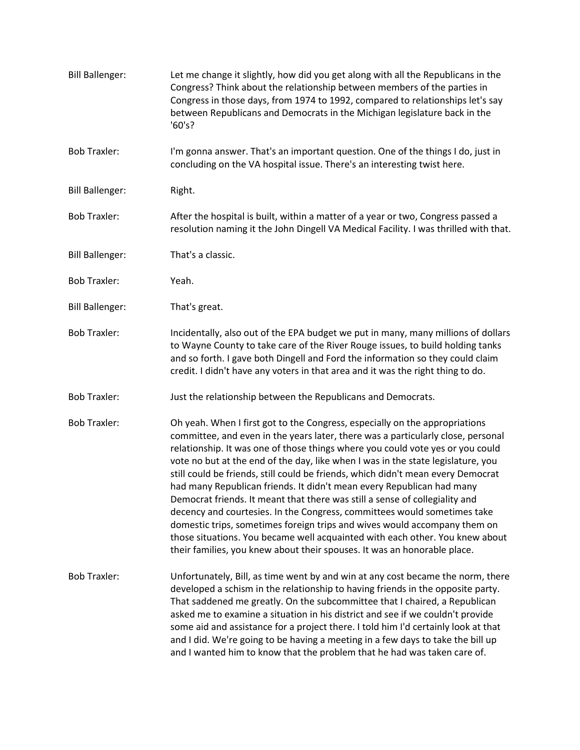Bill Ballenger: Let me change it slightly, how did you get along with all the Republicans in the Congress? Think about the relationship between members of the parties in Congress in those days, from 1974 to 1992, compared to relationships let's say between Republicans and Democrats in the Michigan legislature back in the '60's?

Bob Traxler: I'm gonna answer. That's an important question. One of the things I do, just in concluding on the VA hospital issue. There's an interesting twist here.

Bill Ballenger: Right.

Bob Traxler: After the hospital is built, within a matter of a year or two, Congress passed a resolution naming it the John Dingell VA Medical Facility. I was thrilled with that.

Bill Ballenger: That's a classic.

Bob Traxler: Yeah.

Bill Ballenger: That's great.

Bob Traxler: Incidentally, also out of the EPA budget we put in many, many millions of dollars to Wayne County to take care of the River Rouge issues, to build holding tanks and so forth. I gave both Dingell and Ford the information so they could claim credit. I didn't have any voters in that area and it was the right thing to do.

Bob Traxler: Just the relationship between the Republicans and Democrats.

Bob Traxler: Oh yeah. When I first got to the Congress, especially on the appropriations committee, and even in the years later, there was a particularly close, personal relationship. It was one of those things where you could vote yes or you could vote no but at the end of the day, like when I was in the state legislature, you still could be friends, still could be friends, which didn't mean every Democrat had many Republican friends. It didn't mean every Republican had many Democrat friends. It meant that there was still a sense of collegiality and decency and courtesies. In the Congress, committees would sometimes take domestic trips, sometimes foreign trips and wives would accompany them on those situations. You became well acquainted with each other. You knew about their families, you knew about their spouses. It was an honorable place.

Bob Traxler: Unfortunately, Bill, as time went by and win at any cost became the norm, there developed a schism in the relationship to having friends in the opposite party. That saddened me greatly. On the subcommittee that I chaired, a Republican asked me to examine a situation in his district and see if we couldn't provide some aid and assistance for a project there. I told him I'd certainly look at that and I did. We're going to be having a meeting in a few days to take the bill up and I wanted him to know that the problem that he had was taken care of.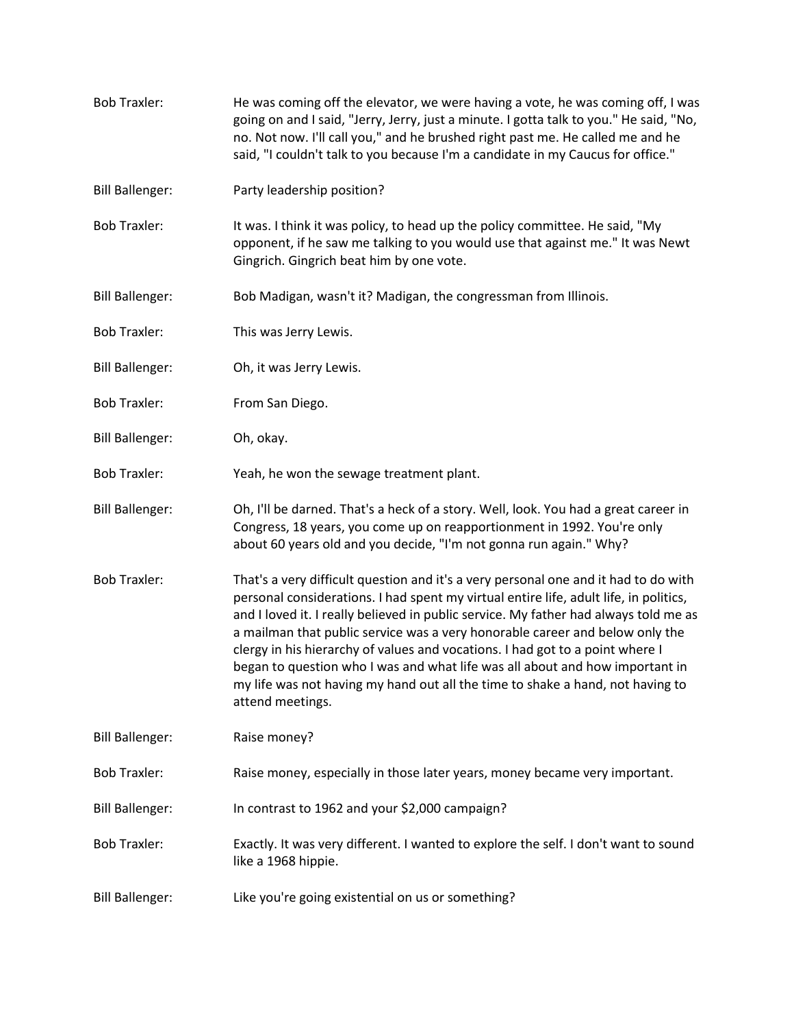Bob Traxler: He was coming off the elevator, we were having a vote, he was coming off, I was going on and I said, "Jerry, Jerry, just a minute. I gotta talk to you." He said, "No, no. Not now. I'll call you," and he brushed right past me. He called me and he said, "I couldn't talk to you because I'm a candidate in my Caucus for office."

Bill Ballenger: Party leadership position?

Bob Traxler: It was. I think it was policy, to head up the policy committee. He said, "My opponent, if he saw me talking to you would use that against me." It was Newt Gingrich. Gingrich beat him by one vote.

Bill Ballenger: Bob Madigan, wasn't it? Madigan, the congressman from Illinois.

Bob Traxler: This was Jerry Lewis.

Bill Ballenger: Oh, it was Jerry Lewis.

Bob Traxler: From San Diego.

Bill Ballenger: Oh, okay.

Bob Traxler: Yeah, he won the sewage treatment plant.

Bill Ballenger: Oh, I'll be darned. That's a heck of a story. Well, look. You had a great career in Congress, 18 years, you come up on reapportionment in 1992. You're only about 60 years old and you decide, "I'm not gonna run again." Why?

Bob Traxler: That's a very difficult question and it's a very personal one and it had to do with personal considerations. I had spent my virtual entire life, adult life, in politics, and I loved it. I really believed in public service. My father had always told me as a mailman that public service was a very honorable career and below only the clergy in his hierarchy of values and vocations. I had got to a point where I began to question who I was and what life was all about and how important in my life was not having my hand out all the time to shake a hand, not having to attend meetings.

Bill Ballenger: Raise money?

Bob Traxler: Raise money, especially in those later years, money became very important.

Bill Ballenger: In contrast to 1962 and your $2,000 campaign?

Bob Traxler: Exactly. It was very different. I wanted to explore the self. I don't want to sound like a 1968 hippie.

Bill Ballenger: Like you're going existential on us or something?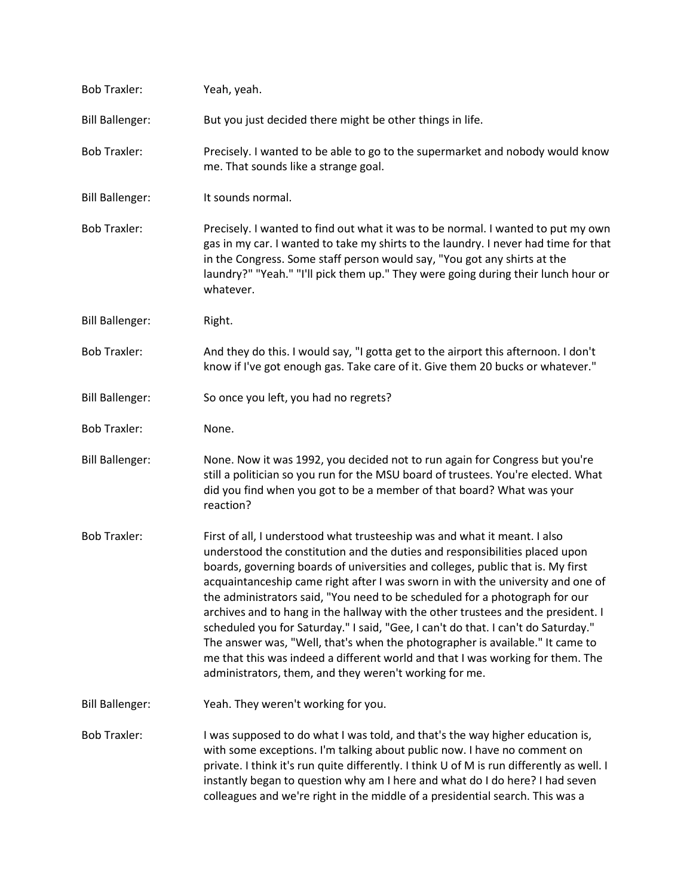Bob Traxler: Yeah, yeah.

Bill Ballenger: But you just decided there might be other things in life.

Bob Traxler: Precisely. I wanted to be able to go to the supermarket and nobody would know me. That sounds like a strange goal.

Bill Ballenger: It sounds normal.

Bob Traxler: Precisely. I wanted to find out what it was to be normal. I wanted to put my own gas in my car. I wanted to take my shirts to the laundry. I never had time for that in the Congress. Some staff person would say, "You got any shirts at the laundry?" "Yeah." "I'll pick them up." They were going during their lunch hour or whatever.

Bill Ballenger: Right.

Bob Traxler: And they do this. I would say, "I gotta get to the airport this afternoon. I don't know if I've got enough gas. Take care of it. Give them 20 bucks or whatever."

Bill Ballenger: So once you left, you had no regrets?

Bob Traxler: None.

Bill Ballenger: None. Now it was 1992, you decided not to run again for Congress but you're still a politician so you run for the MSU board of trustees. You're elected. What did you find when you got to be a member of that board? What was your reaction?

Bob Traxler: First of all, I understood what trusteeship was and what it meant. I also understood the constitution and the duties and responsibilities placed upon boards, governing boards of universities and colleges, public that is. My first acquaintanceship came right after I was sworn in with the university and one of the administrators said, "You need to be scheduled for a photograph for our archives and to hang in the hallway with the other trustees and the president. I scheduled you for Saturday." I said, "Gee, I can't do that. I can't do Saturday." The answer was, "Well, that's when the photographer is available." It came to me that this was indeed a different world and that I was working for them. The administrators, them, and they weren't working for me.

Bill Ballenger: Yeah. They weren't working for you.

Bob Traxler: I was supposed to do what I was told, and that's the way higher education is, with some exceptions. I'm talking about public now. I have no comment on private. I think it's run quite differently. I think U of M is run differently as well. I instantly began to question why am I here and what do I do here? I had seven colleagues and we're right in the middle of a presidential search. This was a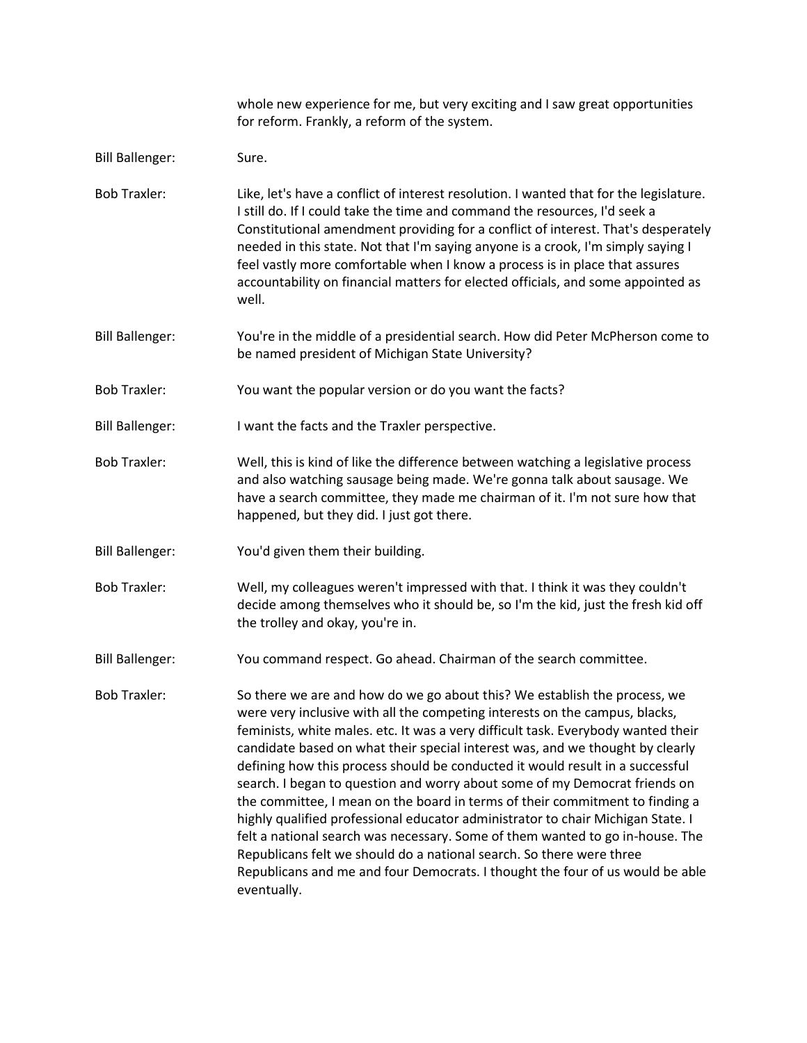whole new experience for me, but very exciting and I saw great opportunities for reform. Frankly, a reform of the system.

**Bill Ballenger:** Sure.

**Bob Traxler:** Like, let's have a conflict of interest resolution. I wanted that for the legislature. I still do. If I could take the time and command the resources, I'd seek a Constitutional amendment providing for a conflict of interest. That's desperately needed in this state. Not that I'm saying anyone is a crook, I'm simply saying I feel vastly more comfortable when I know a process is in place that assures accountability on financial matters for elected officials, and some appointed as well.

**Bill Ballenger:** You're in the middle of a presidential search. How did Peter McPherson come to be named president of Michigan State University?

**Bob Traxler:** You want the popular version or do you want the facts?

**Bill Ballenger:** I want the facts and the Traxler perspective.

**Bob Traxler:** Well, this is kind of like the difference between watching a legislative process and also watching sausage being made. We're gonna talk about sausage. We have a search committee, they made me chairman of it. I'm not sure how that happened, but they did. I just got there.

**Bill Ballenger:** You'd given them their building.

**Bob Traxler:** Well, my colleagues weren't impressed with that. I think it was they couldn't decide among themselves who it should be, so I'm the kid, just the fresh kid off the trolley and okay, you're in.

**Bill Ballenger:** You command respect. Go ahead. Chairman of the search committee.

**Bob Traxler:** So there we are and how do we go about this? We establish the process, we were very inclusive with all the competing interests on the campus, blacks, feminists, white males. etc. It was a very difficult task. Everybody wanted their candidate based on what their special interest was, and we thought by clearly defining how this process should be conducted it would result in a successful search. I began to question and worry about some of my Democrat friends on the committee, I mean on the board in terms of their commitment to finding a highly qualified professional educator administrator to chair Michigan State. I felt a national search was necessary. Some of them wanted to go in-house. The Republicans felt we should do a national search. So there were three Republicans and me and four Democrats. I thought the four of us would be able eventually.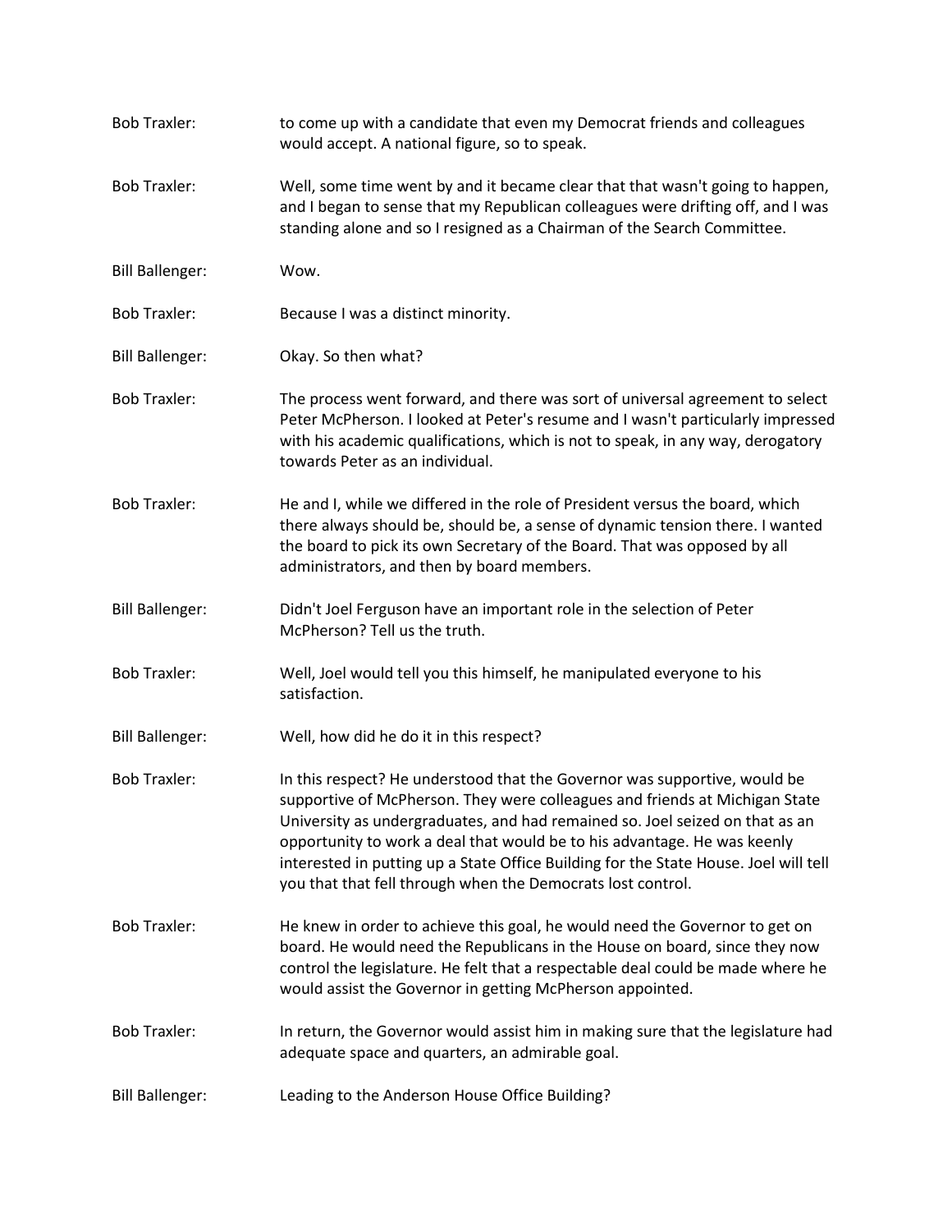Bob Traxler: to come up with a candidate that even my Democrat friends and colleagues would accept. A national figure, so to speak.

Bob Traxler: Well, some time went by and it became clear that that wasn't going to happen, and I began to sense that my Republican colleagues were drifting off, and I was standing alone and so I resigned as a Chairman of the Search Committee.

Bill Ballenger: Wow.

Bob Traxler: Because I was a distinct minority.

Bill Ballenger: Okay. So then what?

Bob Traxler: The process went forward, and there was sort of universal agreement to select Peter McPherson. I looked at Peter's resume and I wasn't particularly impressed with his academic qualifications, which is not to speak, in any way, derogatory towards Peter as an individual.

Bob Traxler: He and I, while we differed in the role of President versus the board, which there always should be, should be, a sense of dynamic tension there. I wanted the board to pick its own Secretary of the Board. That was opposed by all administrators, and then by board members.

Bill Ballenger: Didn't Joel Ferguson have an important role in the selection of Peter McPherson? Tell us the truth.

Bob Traxler: Well, Joel would tell you this himself, he manipulated everyone to his satisfaction.

Bill Ballenger: Well, how did he do it in this respect?

Bob Traxler: In this respect? He understood that the Governor was supportive, would be supportive of McPherson. They were colleagues and friends at Michigan State University as undergraduates, and had remained so. Joel seized on that as an opportunity to work a deal that would be to his advantage. He was keenly interested in putting up a State Office Building for the State House. Joel will tell you that that fell through when the Democrats lost control.

Bob Traxler: He knew in order to achieve this goal, he would need the Governor to get on board. He would need the Republicans in the House on board, since they now control the legislature. He felt that a respectable deal could be made where he would assist the Governor in getting McPherson appointed.

Bob Traxler: In return, the Governor would assist him in making sure that the legislature had adequate space and quarters, an admirable goal.

Bill Ballenger: Leading to the Anderson House Office Building?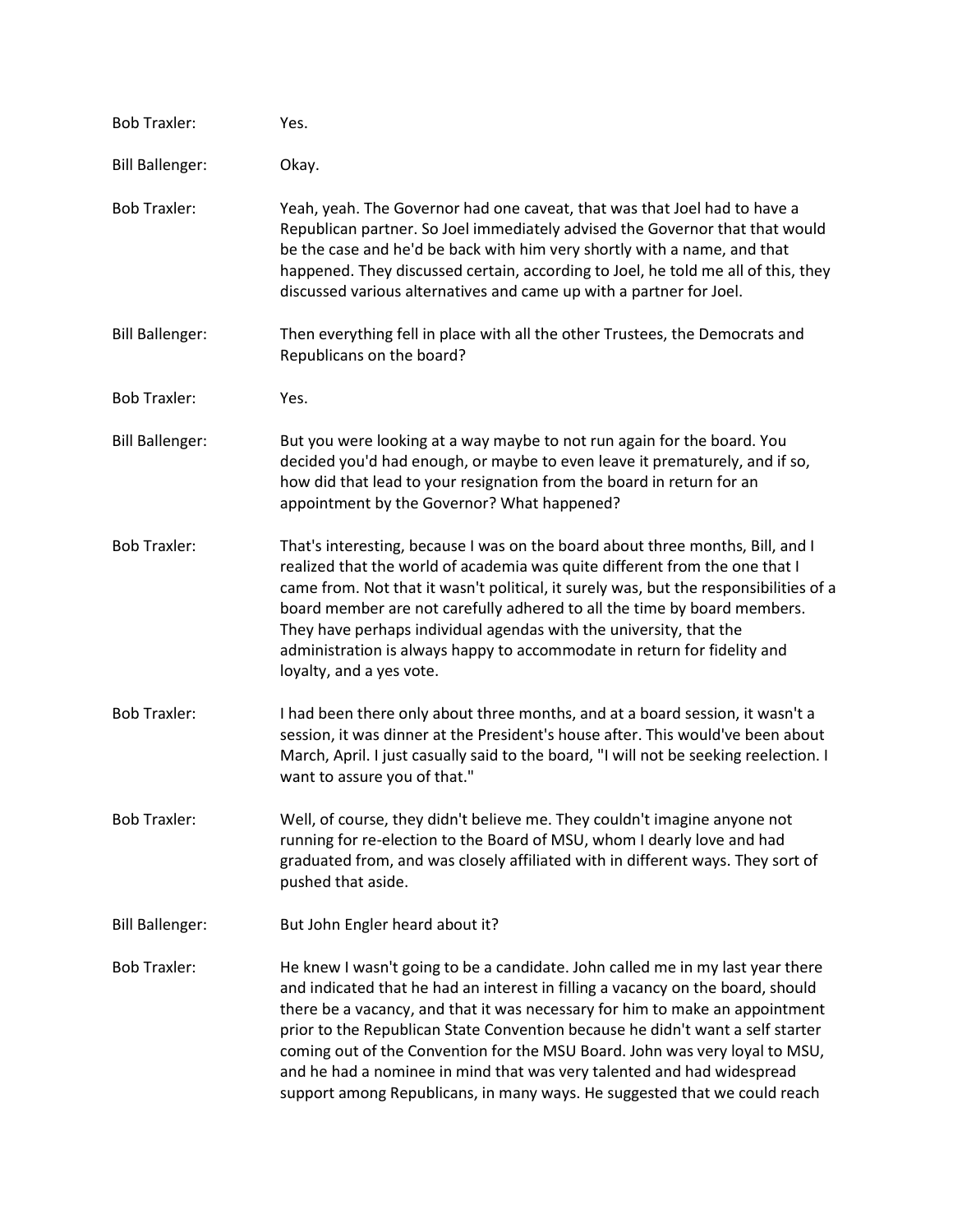Bob Traxler: Yes.

Bill Ballenger: Okay.

Bob Traxler: Yeah, yeah. The Governor had one caveat, that was that Joel had to have a Republican partner. So Joel immediately advised the Governor that that would be the case and he'd be back with him very shortly with a name, and that happened. They discussed certain, according to Joel, he told me all of this, they discussed various alternatives and came up with a partner for Joel.

Bill Ballenger: Then everything fell in place with all the other Trustees, the Democrats and Republicans on the board?

Bob Traxler: Yes.

Bill Ballenger: But you were looking at a way maybe to not run again for the board. You decided you'd had enough, or maybe to even leave it prematurely, and if so, how did that lead to your resignation from the board in return for an appointment by the Governor? What happened?

Bob Traxler: That's interesting, because I was on the board about three months, Bill, and I realized that the world of academia was quite different from the one that I came from. Not that it wasn't political, it surely was, but the responsibilities of a board member are not carefully adhered to all the time by board members. They have perhaps individual agendas with the university, that the administration is always happy to accommodate in return for fidelity and loyalty, and a yes vote.

Bob Traxler: I had been there only about three months, and at a board session, it wasn't a session, it was dinner at the President's house after. This would've been about March, April. I just casually said to the board, "I will not be seeking reelection. I want to assure you of that."

Bob Traxler: Well, of course, they didn't believe me. They couldn't imagine anyone not running for re-election to the Board of MSU, whom I dearly love and had graduated from, and was closely affiliated with in different ways. They sort of pushed that aside.

Bill Ballenger: But John Engler heard about it?

Bob Traxler: He knew I wasn't going to be a candidate. John called me in my last year there and indicated that he had an interest in filling a vacancy on the board, should there be a vacancy, and that it was necessary for him to make an appointment prior to the Republican State Convention because he didn't want a self starter coming out of the Convention for the MSU Board. John was very loyal to MSU, and he had a nominee in mind that was very talented and had widespread support among Republicans, in many ways. He suggested that we could reach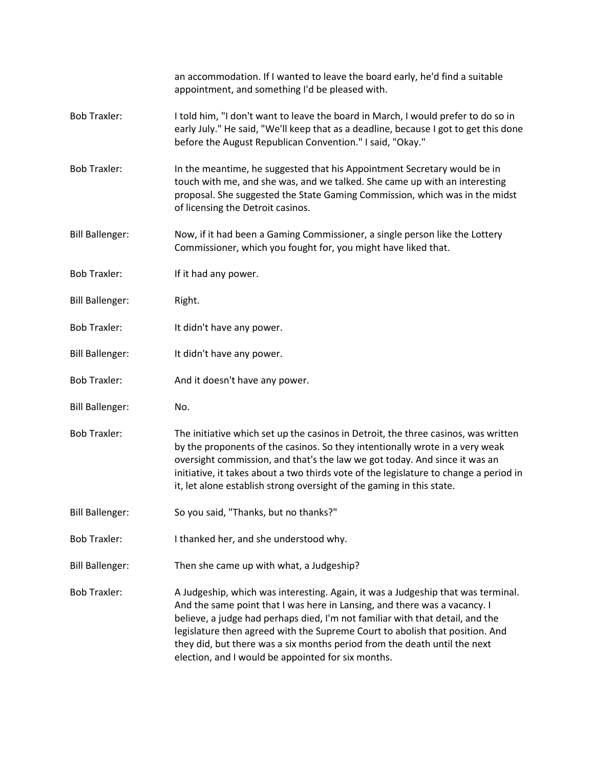an accommodation. If I wanted to leave the board early, he'd find a suitable appointment, and something I'd be pleased with.

Bob Traxler: I told him, "I don't want to leave the board in March, I would prefer to do so in early July." He said, "We'll keep that as a deadline, because I got to get this done before the August Republican Convention." I said, "Okay."

Bob Traxler: In the meantime, he suggested that his Appointment Secretary would be in touch with me, and she was, and we talked. She came up with an interesting proposal. She suggested the State Gaming Commission, which was in the midst of licensing the Detroit casinos.

Bill Ballenger: Now, if it had been a Gaming Commissioner, a single person like the Lottery Commissioner, which you fought for, you might have liked that.

Bob Traxler: If it had any power.

Bill Ballenger: Right.

Bob Traxler: It didn't have any power.

Bill Ballenger: It didn't have any power.

Bob Traxler: And it doesn't have any power.

Bill Ballenger: No.

Bob Traxler: The initiative which set up the casinos in Detroit, the three casinos, was written by the proponents of the casinos. So they intentionally wrote in a very weak oversight commission, and that's the law we got today. And since it was an initiative, it takes about a two thirds vote of the legislature to change a period in it, let alone establish strong oversight of the gaming in this state.

Bill Ballenger: So you said, "Thanks, but no thanks?"

Bob Traxler: I thanked her, and she understood why.

Bill Ballenger: Then she came up with what, a Judgeship?

Bob Traxler: A Judgeship, which was interesting. Again, it was a Judgeship that was terminal. And the same point that I was here in Lansing, and there was a vacancy. I believe, a judge had perhaps died, I'm not familiar with that detail, and the legislature then agreed with the Supreme Court to abolish that position. And they did, but there was a six months period from the death until the next election, and I would be appointed for six months.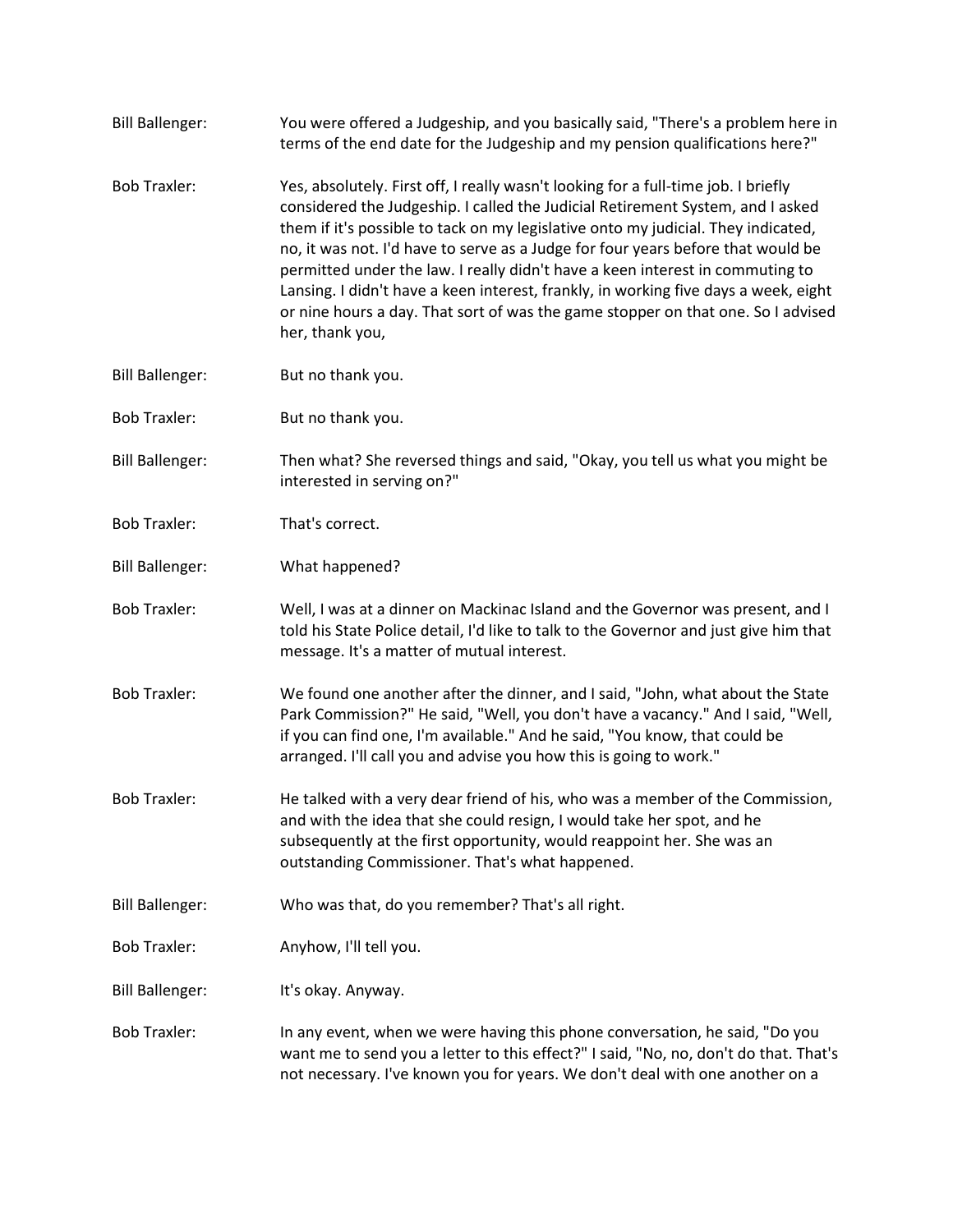**Bill Ballenger:** You were offered a Judgeship, and you basically said, "There's a problem here in terms of the end date for the Judgeship and my pension qualifications here?"

**Bob Traxler:** Yes, absolutely. First off, I really wasn't looking for a full-time job. I briefly considered the Judgeship. I called the Judicial Retirement System, and I asked them if it's possible to tack on my legislative onto my judicial. They indicated, no, it was not. I'd have to serve as a Judge for four years before that would be permitted under the law. I really didn't have a keen interest in commuting to Lansing. I didn't have a keen interest, frankly, in working five days a week, eight or nine hours a day. That sort of was the game stopper on that one. So I advised her, thank you,

**Bill Ballenger:** But no thank you.

**Bob Traxler:** But no thank you.

**Bill Ballenger:** Then what? She reversed things and said, "Okay, you tell us what you might be interested in serving on?"

**Bob Traxler:** That's correct.

**Bill Ballenger:** What happened?

**Bob Traxler:** Well, I was at a dinner on Mackinac Island and the Governor was present, and I told his State Police detail, I'd like to talk to the Governor and just give him that message. It's a matter of mutual interest.

**Bob Traxler:** We found one another after the dinner, and I said, "John, what about the State Park Commission?" He said, "Well, you don't have a vacancy." And I said, "Well, if you can find one, I'm available." And he said, "You know, that could be arranged. I'll call you and advise you how this is going to work."

**Bob Traxler:** He talked with a very dear friend of his, who was a member of the Commission, and with the idea that she could resign, I would take her spot, and he subsequently at the first opportunity, would reappoint her. She was an outstanding Commissioner. That's what happened.

**Bill Ballenger:** Who was that, do you remember? That's all right.

**Bob Traxler:** Anyhow, I'll tell you.

**Bill Ballenger:** It's okay. Anyway.

**Bob Traxler:** In any event, when we were having this phone conversation, he said, "Do you want me to send you a letter to this effect?" I said, "No, no, don't do that. That's not necessary. I've known you for years. We don't deal with one another on a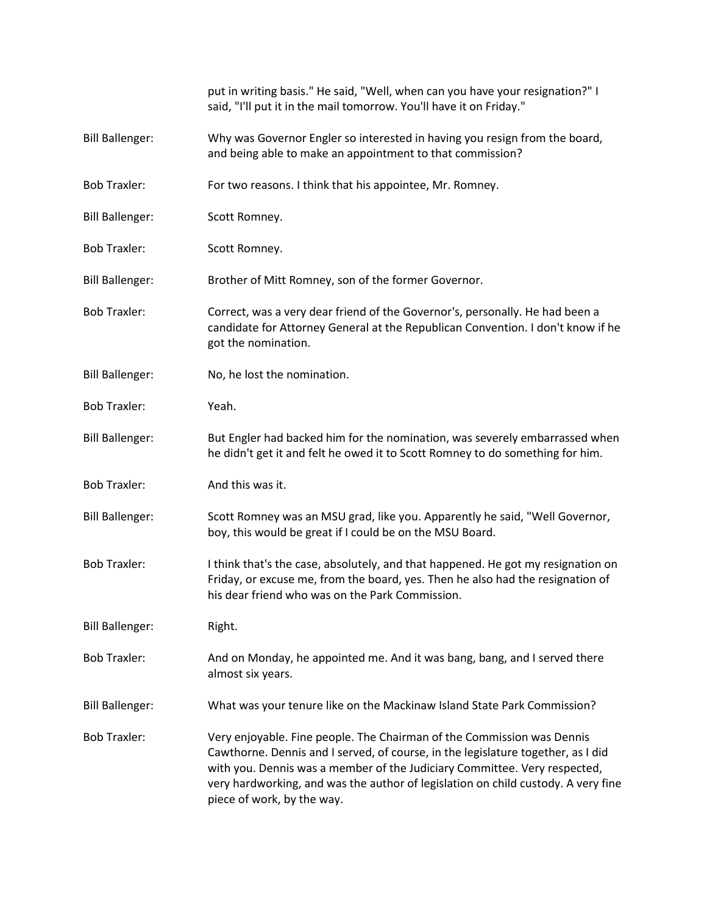put in writing basis." He said, "Well, when can you have your resignation?" I said, "I'll put it in the mail tomorrow. You'll have it on Friday."

Bill Ballenger: Why was Governor Engler so interested in having you resign from the board, and being able to make an appointment to that commission?

Bob Traxler: For two reasons. I think that his appointee, Mr. Romney.

Bill Ballenger: Scott Romney.

Bob Traxler: Scott Romney.

Bill Ballenger: Brother of Mitt Romney, son of the former Governor.

Bob Traxler: Correct, was a very dear friend of the Governor's, personally. He had been a candidate for Attorney General at the Republican Convention. I don't know if he got the nomination.

Bill Ballenger: No, he lost the nomination.

Bob Traxler: Yeah.

Bill Ballenger: But Engler had backed him for the nomination, was severely embarrassed when he didn't get it and felt he owed it to Scott Romney to do something for him.

Bob Traxler: And this was it.

Bill Ballenger: Scott Romney was an MSU grad, like you. Apparently he said, "Well Governor, boy, this would be great if I could be on the MSU Board.

Bob Traxler: I think that's the case, absolutely, and that happened. He got my resignation on Friday, or excuse me, from the board, yes. Then he also had the resignation of his dear friend who was on the Park Commission.

Bill Ballenger: Right.

Bob Traxler: And on Monday, he appointed me. And it was bang, bang, and I served there almost six years.

Bill Ballenger: What was your tenure like on the Mackinaw Island State Park Commission?

Bob Traxler: Very enjoyable. Fine people. The Chairman of the Commission was Dennis Cawthorne. Dennis and I served, of course, in the legislature together, as I did with you. Dennis was a member of the Judiciary Committee. Very respected, very hardworking, and was the author of legislation on child custody. A very fine piece of work, by the way.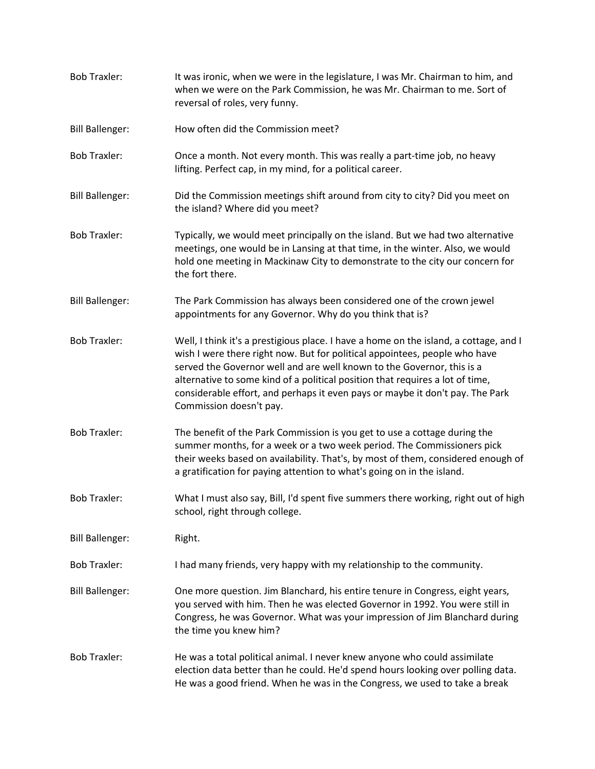Bob Traxler: It was ironic, when we were in the legislature, I was Mr. Chairman to him, and when we were on the Park Commission, he was Mr. Chairman to me. Sort of reversal of roles, very funny.

Bill Ballenger: How often did the Commission meet?

Bob Traxler: Once a month. Not every month. This was really a part-time job, no heavy lifting. Perfect cap, in my mind, for a political career.

Bill Ballenger: Did the Commission meetings shift around from city to city? Did you meet on the island? Where did you meet?

Bob Traxler: Typically, we would meet principally on the island. But we had two alternative meetings, one would be in Lansing at that time, in the winter. Also, we would hold one meeting in Mackinaw City to demonstrate to the city our concern for the fort there.

Bill Ballenger: The Park Commission has always been considered one of the crown jewel appointments for any Governor. Why do you think that is?

Bob Traxler: Well, I think it's a prestigious place. I have a home on the island, a cottage, and I wish I were there right now. But for political appointees, people who have served the Governor well and are well known to the Governor, this is a alternative to some kind of a political position that requires a lot of time, considerable effort, and perhaps it even pays or maybe it don't pay. The Park Commission doesn't pay.

Bob Traxler: The benefit of the Park Commission is you get to use a cottage during the summer months, for a week or a two week period. The Commissioners pick their weeks based on availability. That's, by most of them, considered enough of a gratification for paying attention to what's going on in the island.

Bob Traxler: What I must also say, Bill, I'd spent five summers there working, right out of high school, right through college.

Bill Ballenger: Right.

Bob Traxler: I had many friends, very happy with my relationship to the community.

Bill Ballenger: One more question. Jim Blanchard, his entire tenure in Congress, eight years, you served with him. Then he was elected Governor in 1992. You were still in Congress, he was Governor. What was your impression of Jim Blanchard during the time you knew him?

Bob Traxler: He was a total political animal. I never knew anyone who could assimilate election data better than he could. He'd spend hours looking over polling data. He was a good friend. When he was in the Congress, we used to take a break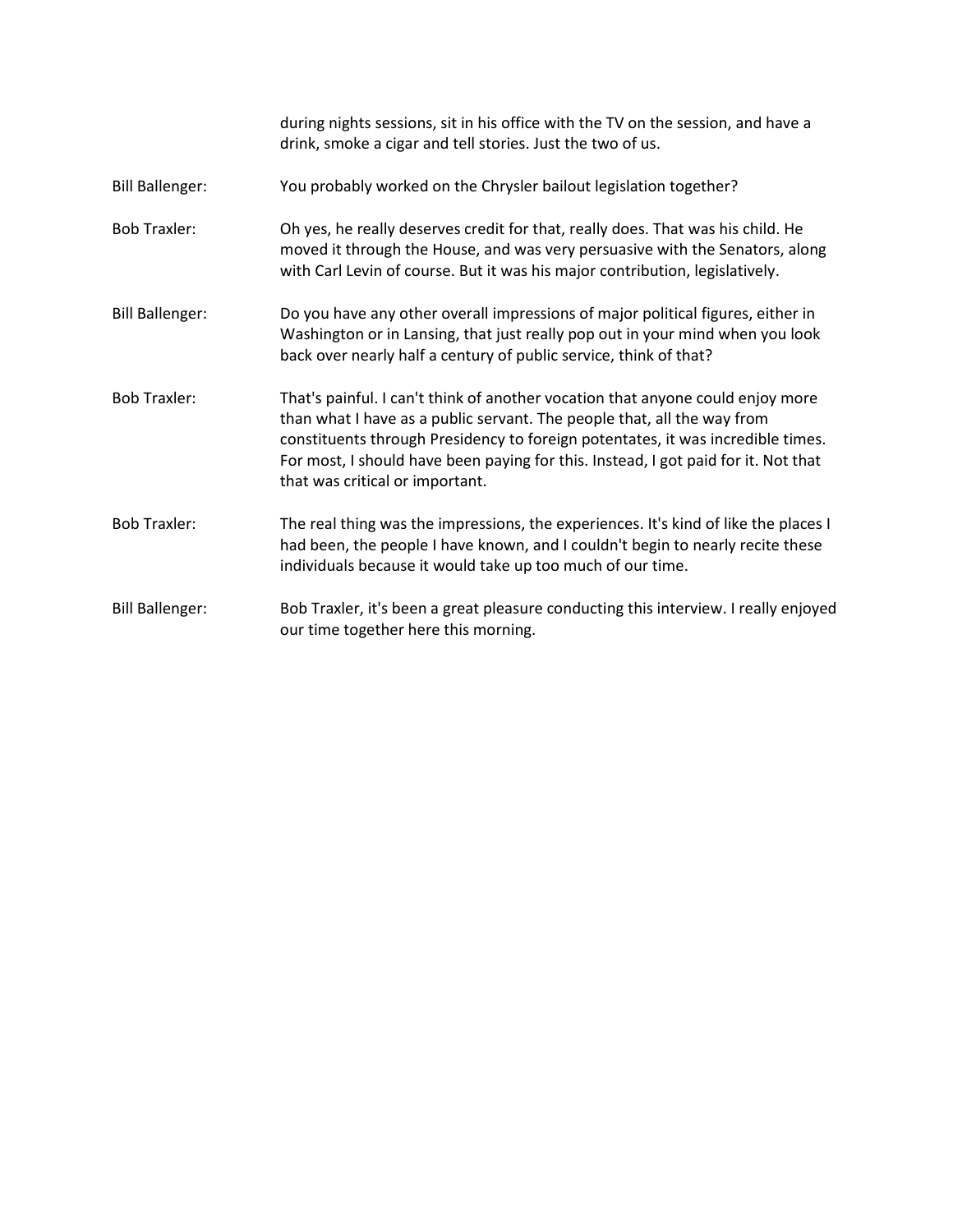during nights sessions, sit in his office with the TV on the session, and have a drink, smoke a cigar and tell stories. Just the two of us.

Bill Ballenger: You probably worked on the Chrysler bailout legislation together?

Bob Traxler: Oh yes, he really deserves credit for that, really does. That was his child. He moved it through the House, and was very persuasive with the Senators, along with Carl Levin of course. But it was his major contribution, legislatively.

Bill Ballenger: Do you have any other overall impressions of major political figures, either in Washington or in Lansing, that just really pop out in your mind when you look back over nearly half a century of public service, think of that?

Bob Traxler: That's painful. I can't think of another vocation that anyone could enjoy more than what I have as a public servant. The people that, all the way from constituents through Presidency to foreign potentates, it was incredible times. For most, I should have been paying for this. Instead, I got paid for it. Not that that was critical or important.

Bob Traxler: The real thing was the impressions, the experiences. It's kind of like the places I had been, the people I have known, and I couldn't begin to nearly recite these individuals because it would take up too much of our time.

Bill Ballenger: Bob Traxler, it's been a great pleasure conducting this interview. I really enjoyed our time together here this morning.